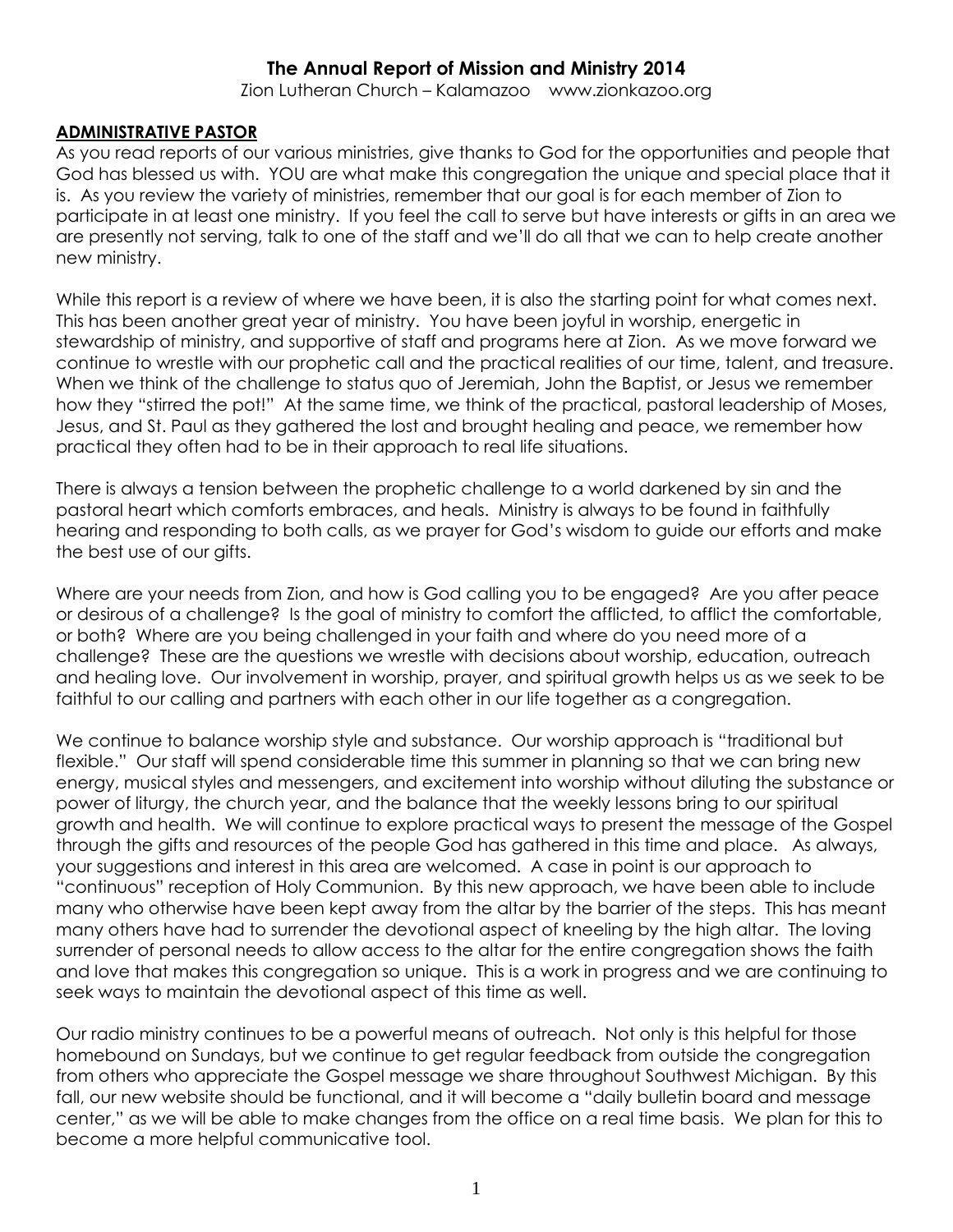# The Annual Report of Mission and Ministry 2014

Zion Lutheran Church – Kalamazoo www.zionkazoo.org

## ADMINISTRATIVE PASTOR

As you read reports of our various ministries, give thanks to God for the opportunities and people that God has blessed us with. YOU are what make this congregation the unique and special place that it is. As you review the variety of ministries, remember that our goal is for each member of Zion to participate in at least one ministry. If you feel the call to serve but have interests or gifts in an area we are presently not serving, talk to one of the staff and we'll do all that we can to help create another new ministry.

While this report is a review of where we have been, it is also the starting point for what comes next. This has been another great year of ministry. You have been joyful in worship, energetic in stewardship of ministry, and supportive of staff and programs here at Zion. As we move forward we continue to wrestle with our prophetic call and the practical realities of our time, talent, and treasure. When we think of the challenge to status quo of Jeremiah, John the Baptist, or Jesus we remember how they "stirred the pot!" At the same time, we think of the practical, pastoral leadership of Moses, Jesus, and St. Paul as they gathered the lost and brought healing and peace, we remember how practical they often had to be in their approach to real life situations.

There is always a tension between the prophetic challenge to a world darkened by sin and the pastoral heart which comforts embraces, and heals. Ministry is always to be found in faithfully hearing and responding to both calls, as we prayer for God's wisdom to guide our efforts and make the best use of our gifts.

Where are your needs from Zion, and how is God calling you to be engaged? Are you after peace or desirous of a challenge? Is the goal of ministry to comfort the afflicted, to afflict the comfortable, or both? Where are you being challenged in your faith and where do you need more of a challenge? These are the questions we wrestle with decisions about worship, education, outreach and healing love. Our involvement in worship, prayer, and spiritual growth helps us as we seek to be faithful to our calling and partners with each other in our life together as a congregation.

We continue to balance worship style and substance. Our worship approach is "traditional but flexible." Our staff will spend considerable time this summer in planning so that we can bring new energy, musical styles and messengers, and excitement into worship without diluting the substance or power of liturgy, the church year, and the balance that the weekly lessons bring to our spiritual growth and health. We will continue to explore practical ways to present the message of the Gospel through the gifts and resources of the people God has gathered in this time and place. As always, your suggestions and interest in this area are welcomed. A case in point is our approach to "continuous" reception of Holy Communion. By this new approach, we have been able to include many who otherwise have been kept away from the altar by the barrier of the steps. This has meant many others have had to surrender the devotional aspect of kneeling by the high altar. The loving surrender of personal needs to allow access to the altar for the entire congregation shows the faith and love that makes this congregation so unique. This is a work in progress and we are continuing to seek ways to maintain the devotional aspect of this time as well.

Our radio ministry continues to be a powerful means of outreach. Not only is this helpful for those homebound on Sundays, but we continue to get regular feedback from outside the congregation from others who appreciate the Gospel message we share throughout Southwest Michigan. By this fall, our new website should be functional, and it will become a "daily bulletin board and message center," as we will be able to make changes from the office on a real time basis. We plan for this to become a more helpful communicative tool.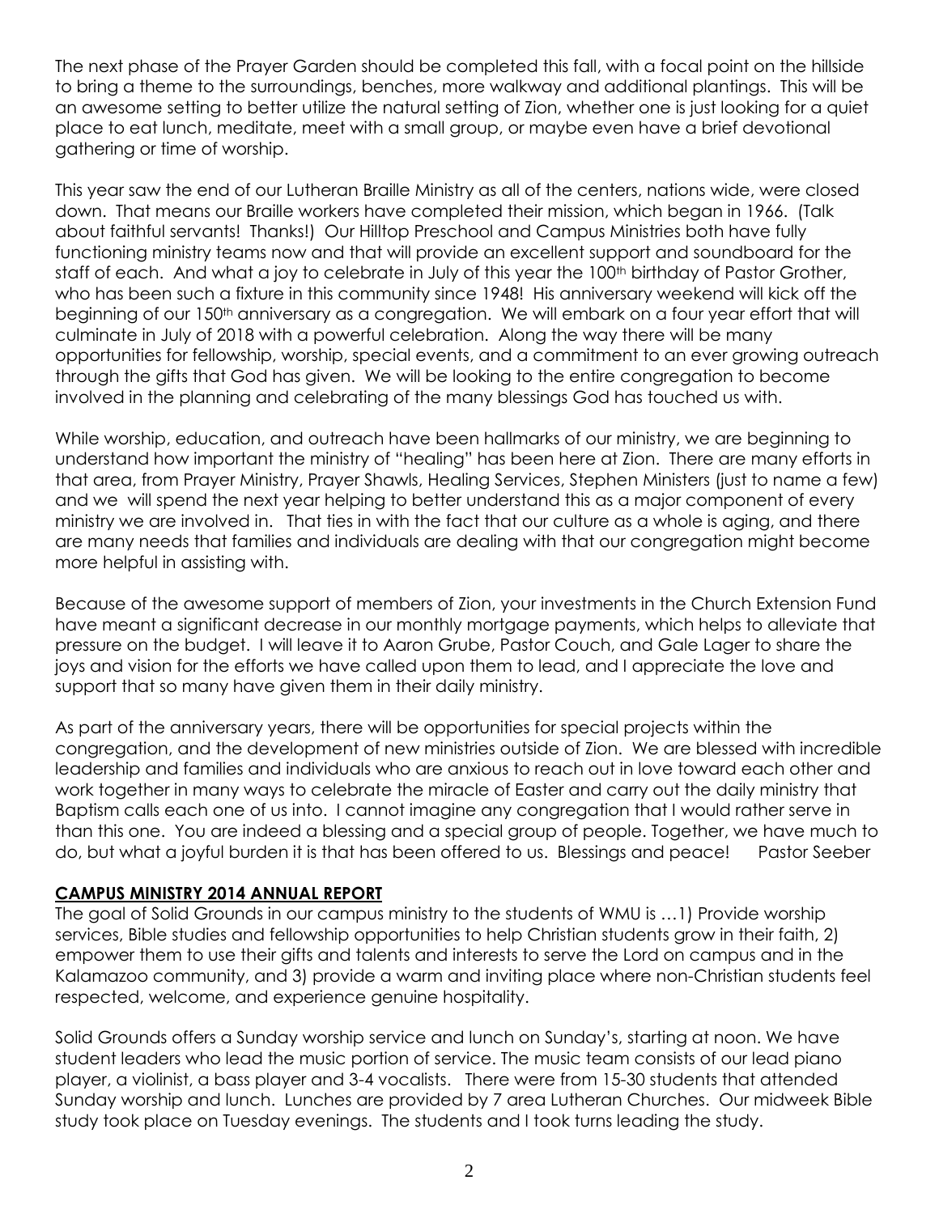The next phase of the Prayer Garden should be completed this fall, with a focal point on the hillside to bring a theme to the surroundings, benches, more walkway and additional plantings. This will be an awesome setting to better utilize the natural setting of Zion, whether one is just looking for a quiet place to eat lunch, meditate, meet with a small group, or maybe even have a brief devotional gathering or time of worship.

This year saw the end of our Lutheran Braille Ministry as all of the centers, nations wide, were closed down. That means our Braille workers have completed their mission, which began in 1966. (Talk about faithful servants! Thanks!) Our Hilltop Preschool and Campus Ministries both have fully functioning ministry teams now and that will provide an excellent support and soundboard for the staff of each. And what a joy to celebrate in July of this year the 100th birthday of Pastor Grother, who has been such a fixture in this community since 1948! His anniversary weekend will kick off the beginning of our 150th anniversary as a congregation. We will embark on a four year effort that will culminate in July of 2018 with a powerful celebration. Along the way there will be many opportunities for fellowship, worship, special events, and a commitment to an ever growing outreach through the gifts that God has given. We will be looking to the entire congregation to become involved in the planning and celebrating of the many blessings God has touched us with.

While worship, education, and outreach have been hallmarks of our ministry, we are beginning to understand how important the ministry of "healing" has been here at Zion. There are many efforts in that area, from Prayer Ministry, Prayer Shawls, Healing Services, Stephen Ministers (just to name a few) and we will spend the next year helping to better understand this as a major component of every ministry we are involved in. That ties in with the fact that our culture as a whole is aging, and there are many needs that families and individuals are dealing with that our congregation might become more helpful in assisting with.

Because of the awesome support of members of Zion, your investments in the Church Extension Fund have meant a significant decrease in our monthly mortgage payments, which helps to alleviate that pressure on the budget. I will leave it to Aaron Grube, Pastor Couch, and Gale Lager to share the joys and vision for the efforts we have called upon them to lead, and I appreciate the love and support that so many have given them in their daily ministry.

As part of the anniversary years, there will be opportunities for special projects within the congregation, and the development of new ministries outside of Zion. We are blessed with incredible leadership and families and individuals who are anxious to reach out in love toward each other and work together in many ways to celebrate the miracle of Easter and carry out the daily ministry that Baptism calls each one of us into. I cannot imagine any congregation that I would rather serve in than this one. You are indeed a blessing and a special group of people. Together, we have much to do, but what a joyful burden it is that has been offered to us. Blessings and peace! Pastor Seeber

## CAMPUS MINISTRY 2014 ANNUAL REPORT

The goal of Solid Grounds in our campus ministry to the students of WMU is …1) Provide worship services, Bible studies and fellowship opportunities to help Christian students grow in their faith, 2) empower them to use their gifts and talents and interests to serve the Lord on campus and in the Kalamazoo community, and 3) provide a warm and inviting place where non-Christian students feel respected, welcome, and experience genuine hospitality.

Solid Grounds offers a Sunday worship service and lunch on Sunday's, starting at noon. We have student leaders who lead the music portion of service. The music team consists of our lead piano player, a violinist, a bass player and 3-4 vocalists. There were from 15-30 students that attended Sunday worship and lunch. Lunches are provided by 7 area Lutheran Churches. Our midweek Bible study took place on Tuesday evenings. The students and I took turns leading the study.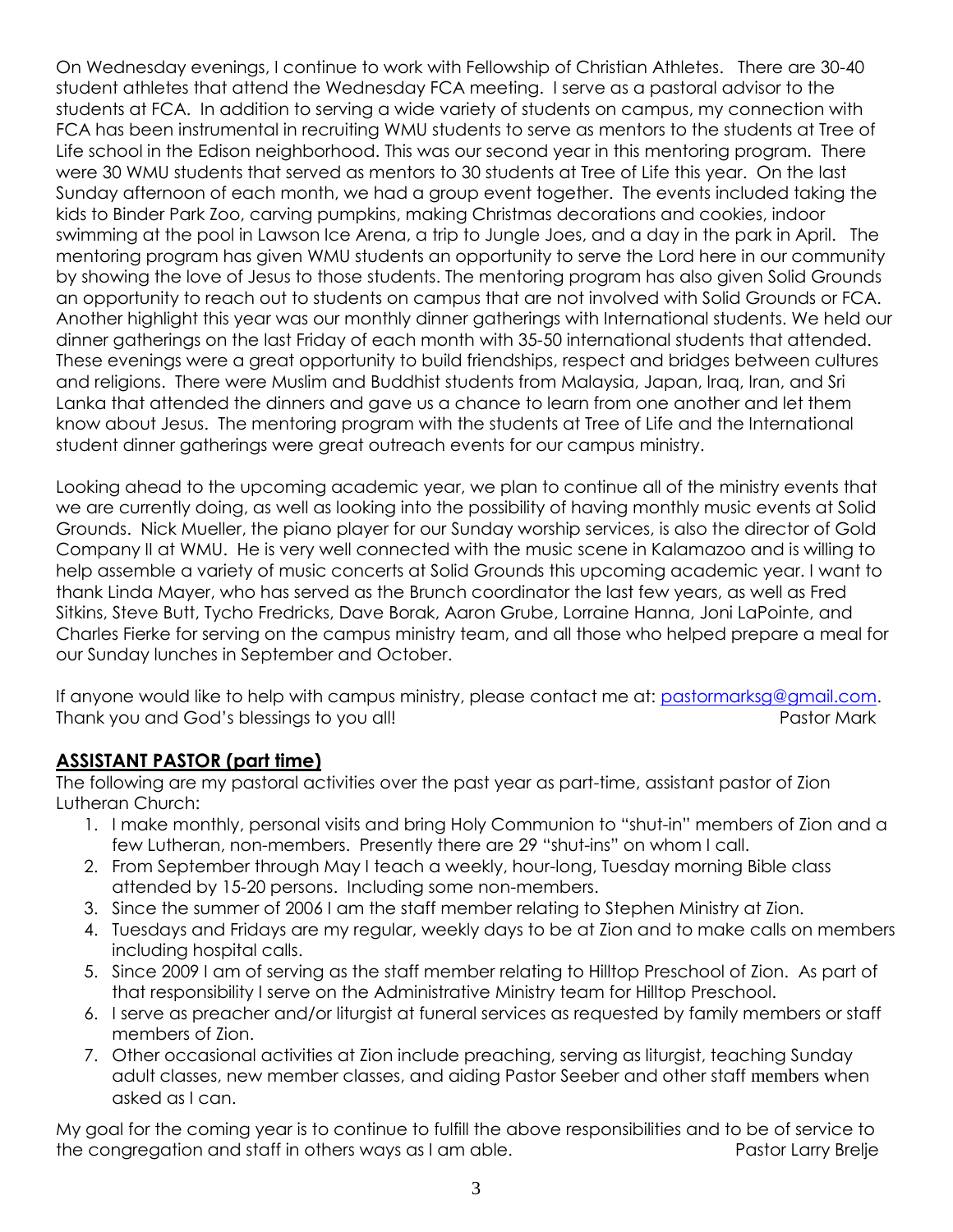On Wednesday evenings, I continue to work with Fellowship of Christian Athletes. There are 30-40 student athletes that attend the Wednesday FCA meeting. I serve as a pastoral advisor to the students at FCA. In addition to serving a wide variety of students on campus, my connection with FCA has been instrumental in recruiting WMU students to serve as mentors to the students at Tree of Life school in the Edison neighborhood. This was our second year in this mentoring program. There were 30 WMU students that served as mentors to 30 students at Tree of Life this year. On the last Sunday afternoon of each month, we had a group event together. The events included taking the kids to Binder Park Zoo, carving pumpkins, making Christmas decorations and cookies, indoor swimming at the pool in Lawson Ice Arena, a trip to Jungle Joes, and a day in the park in April. The mentoring program has given WMU students an opportunity to serve the Lord here in our community by showing the love of Jesus to those students. The mentoring program has also given Solid Grounds an opportunity to reach out to students on campus that are not involved with Solid Grounds or FCA. Another highlight this year was our monthly dinner gatherings with International students. We held our dinner gatherings on the last Friday of each month with 35-50 international students that attended. These evenings were a great opportunity to build friendships, respect and bridges between cultures and religions. There were Muslim and Buddhist students from Malaysia, Japan, Iraq, Iran, and Sri Lanka that attended the dinners and gave us a chance to learn from one another and let them know about Jesus. The mentoring program with the students at Tree of Life and the International student dinner gatherings were great outreach events for our campus ministry.

Looking ahead to the upcoming academic year, we plan to continue all of the ministry events that we are currently doing, as well as looking into the possibility of having monthly music events at Solid Grounds. Nick Mueller, the piano player for our Sunday worship services, is also the director of Gold Company II at WMU. He is very well connected with the music scene in Kalamazoo and is willing to help assemble a variety of music concerts at Solid Grounds this upcoming academic year. I want to thank Linda Mayer, who has served as the Brunch coordinator the last few years, as well as Fred Sitkins, Steve Butt, Tycho Fredricks, Dave Borak, Aaron Grube, Lorraine Hanna, Joni LaPointe, and Charles Fierke for serving on the campus ministry team, and all those who helped prepare a meal for our Sunday lunches in September and October.

If anyone would like to help with campus ministry, please contact me at: pastormarksg@gmail.com. Thank you and God's blessings to you all! Pastor Mark

## ASSISTANT PASTOR (part time)

The following are my pastoral activities over the past year as part-time, assistant pastor of Zion Lutheran Church:

1. I make monthly, personal visits and bring Holy Communion to "shut-in" members of Zion and a few Lutheran, non-members. Presently there are 29 "shut-ins" on whom I call.
2. From September through May I teach a weekly, hour-long, Tuesday morning Bible class attended by 15-20 persons. Including some non-members.
3. Since the summer of 2006 I am the staff member relating to Stephen Ministry at Zion.
4. Tuesdays and Fridays are my regular, weekly days to be at Zion and to make calls on members including hospital calls.
5. Since 2009 I am of serving as the staff member relating to Hilltop Preschool of Zion. As part of that responsibility I serve on the Administrative Ministry team for Hilltop Preschool.
6. I serve as preacher and/or liturgist at funeral services as requested by family members or staff members of Zion.
7. Other occasional activities at Zion include preaching, serving as liturgist, teaching Sunday adult classes, new member classes, and aiding Pastor Seeber and other staff members when asked as I can.

My goal for the coming year is to continue to fulfill the above responsibilities and to be of service to the congregation and staff in others ways as I am able. Pastor Larry Brelje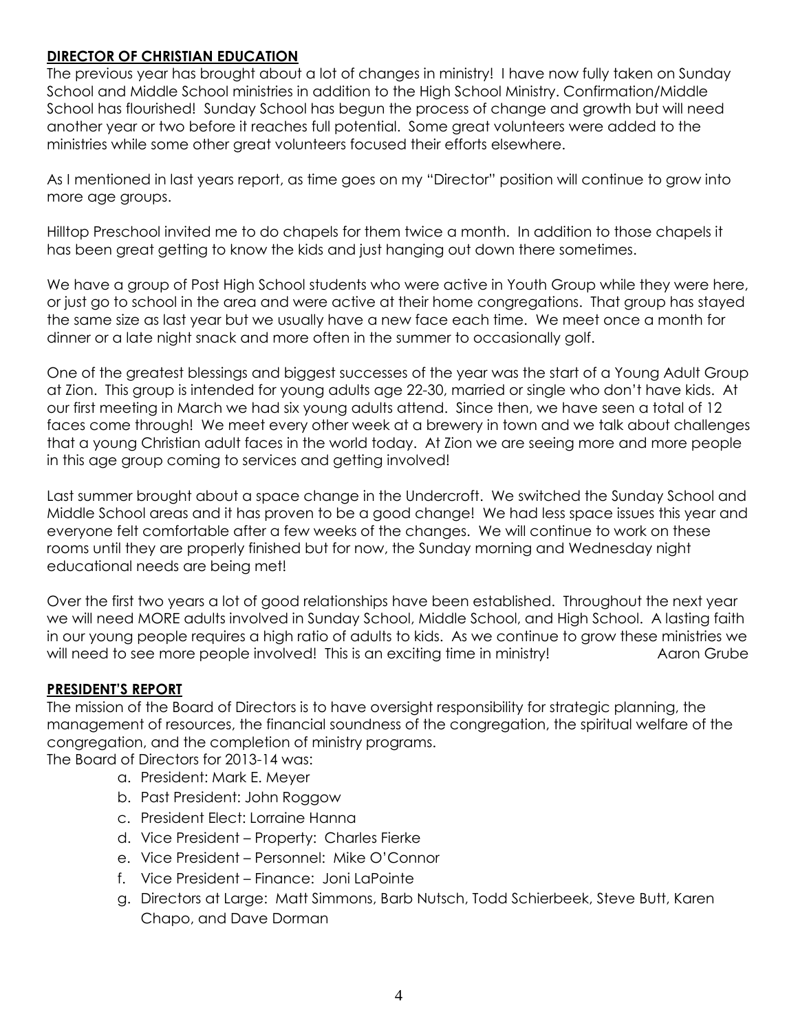## DIRECTOR OF CHRISTIAN EDUCATION

The previous year has brought about a lot of changes in ministry! I have now fully taken on Sunday School and Middle School ministries in addition to the High School Ministry. Confirmation/Middle School has flourished! Sunday School has begun the process of change and growth but will need another year or two before it reaches full potential. Some great volunteers were added to the ministries while some other great volunteers focused their efforts elsewhere.

As I mentioned in last years report, as time goes on my "Director" position will continue to grow into more age groups.

Hilltop Preschool invited me to do chapels for them twice a month. In addition to those chapels it has been great getting to know the kids and just hanging out down there sometimes.

We have a group of Post High School students who were active in Youth Group while they were here, or just go to school in the area and were active at their home congregations. That group has stayed the same size as last year but we usually have a new face each time. We meet once a month for dinner or a late night snack and more often in the summer to occasionally golf.

One of the greatest blessings and biggest successes of the year was the start of a Young Adult Group at Zion. This group is intended for young adults age 22-30, married or single who don't have kids. At our first meeting in March we had six young adults attend. Since then, we have seen a total of 12 faces come through! We meet every other week at a brewery in town and we talk about challenges that a young Christian adult faces in the world today. At Zion we are seeing more and more people in this age group coming to services and getting involved!

Last summer brought about a space change in the Undercroft. We switched the Sunday School and Middle School areas and it has proven to be a good change! We had less space issues this year and everyone felt comfortable after a few weeks of the changes. We will continue to work on these rooms until they are properly finished but for now, the Sunday morning and Wednesday night educational needs are being met!

Over the first two years a lot of good relationships have been established. Throughout the next year we will need MORE adults involved in Sunday School, Middle School, and High School. A lasting faith in our young people requires a high ratio of adults to kids. As we continue to grow these ministries we will need to see more people involved! This is an exciting time in ministry! Aaron Grube

## PRESIDENT'S REPORT

The mission of the Board of Directors is to have oversight responsibility for strategic planning, the management of resources, the financial soundness of the congregation, the spiritual welfare of the congregation, and the completion of ministry programs.

The Board of Directors for 2013-14 was:

a. President: Mark E. Meyer
b. Past President: John Roggow
c. President Elect: Lorraine Hanna
d. Vice President – Property: Charles Fierke
e. Vice President – Personnel: Mike O'Connor
f. Vice President – Finance: Joni LaPointe
g. Directors at Large: Matt Simmons, Barb Nutsch, Todd Schierbeek, Steve Butt, Karen Chapo, and Dave Dorman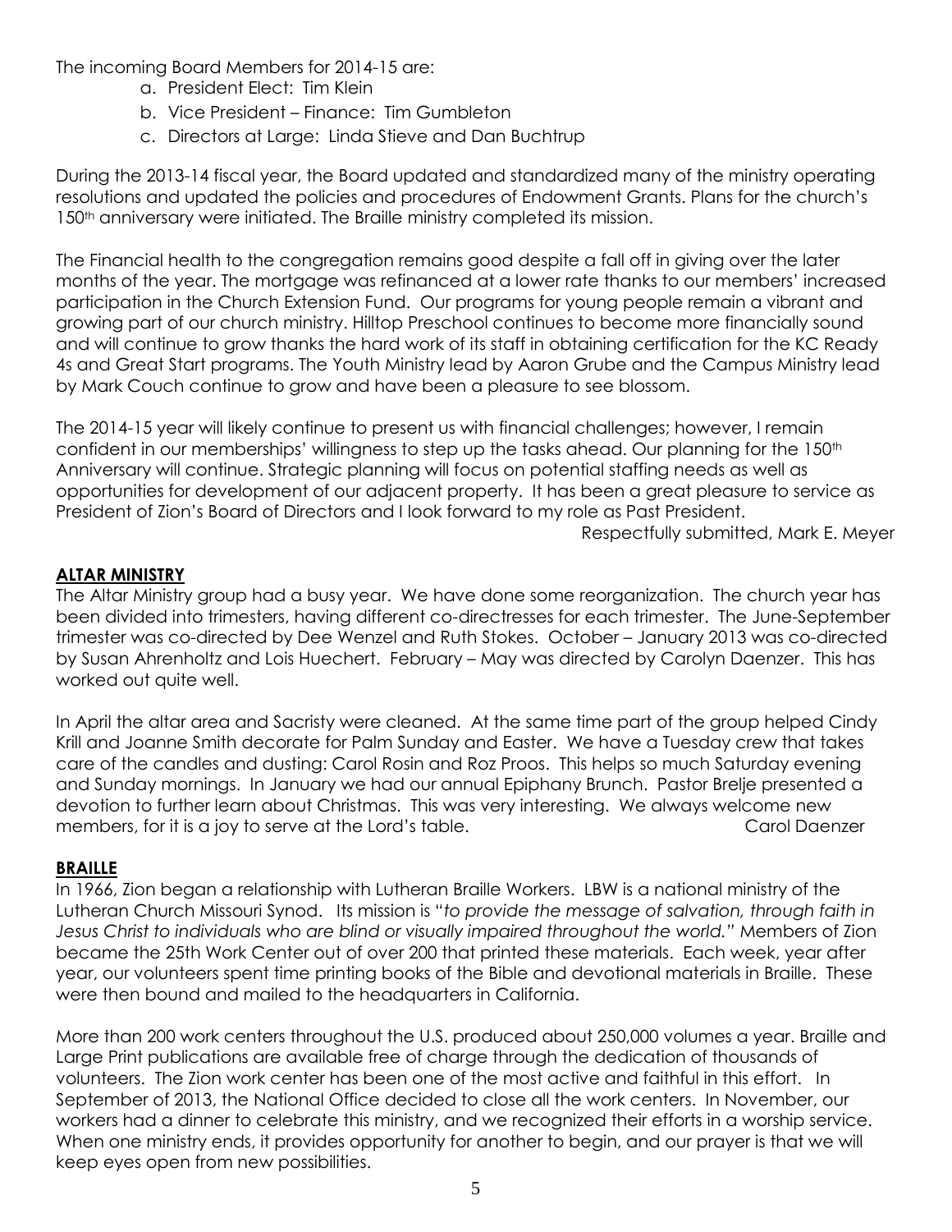The incoming Board Members for 2014-15 are:

a. President Elect: Tim Klein
b. Vice President – Finance: Tim Gumbleton
c. Directors at Large: Linda Stieve and Dan Buchtrup

During the 2013-14 fiscal year, the Board updated and standardized many of the ministry operating resolutions and updated the policies and procedures of Endowment Grants. Plans for the church's 150th anniversary were initiated. The Braille ministry completed its mission.

The Financial health to the congregation remains good despite a fall off in giving over the later months of the year. The mortgage was refinanced at a lower rate thanks to our members' increased participation in the Church Extension Fund. Our programs for young people remain a vibrant and growing part of our church ministry. Hilltop Preschool continues to become more financially sound and will continue to grow thanks the hard work of its staff in obtaining certification for the KC Ready 4s and Great Start programs. The Youth Ministry lead by Aaron Grube and the Campus Ministry lead by Mark Couch continue to grow and have been a pleasure to see blossom.

The 2014-15 year will likely continue to present us with financial challenges; however, I remain confident in our memberships' willingness to step up the tasks ahead. Our planning for the 150th Anniversary will continue. Strategic planning will focus on potential staffing needs as well as opportunities for development of our adjacent property. It has been a great pleasure to service as President of Zion's Board of Directors and I look forward to my role as Past President.

Respectfully submitted, Mark E. Meyer

## ALTAR MINISTRY

The Altar Ministry group had a busy year. We have done some reorganization. The church year has been divided into trimesters, having different co-directresses for each trimester. The June-September trimester was co-directed by Dee Wenzel and Ruth Stokes. October – January 2013 was co-directed by Susan Ahrenholtz and Lois Huechert. February – May was directed by Carolyn Daenzer. This has worked out quite well.

In April the altar area and Sacristy were cleaned. At the same time part of the group helped Cindy Krill and Joanne Smith decorate for Palm Sunday and Easter. We have a Tuesday crew that takes care of the candles and dusting: Carol Rosin and Roz Proos. This helps so much Saturday evening and Sunday mornings. In January we had our annual Epiphany Brunch. Pastor Brelje presented a devotion to further learn about Christmas. This was very interesting. We always welcome new members, for it is a joy to serve at the Lord's table. Carol Daenzer

## BRAILLE

In 1966, Zion began a relationship with Lutheran Braille Workers. LBW is a national ministry of the Lutheran Church Missouri Synod. Its mission is "*to provide the message of salvation, through faith in Jesus Christ to individuals who are blind or visually impaired throughout the world.*" Members of Zion became the 25th Work Center out of over 200 that printed these materials. Each week, year after year, our volunteers spent time printing books of the Bible and devotional materials in Braille. These were then bound and mailed to the headquarters in California.

More than 200 work centers throughout the U.S. produced about 250,000 volumes a year. Braille and Large Print publications are available free of charge through the dedication of thousands of volunteers. The Zion work center has been one of the most active and faithful in this effort. In September of 2013, the National Office decided to close all the work centers. In November, our workers had a dinner to celebrate this ministry, and we recognized their efforts in a worship service. When one ministry ends, it provides opportunity for another to begin, and our prayer is that we will keep eyes open from new possibilities.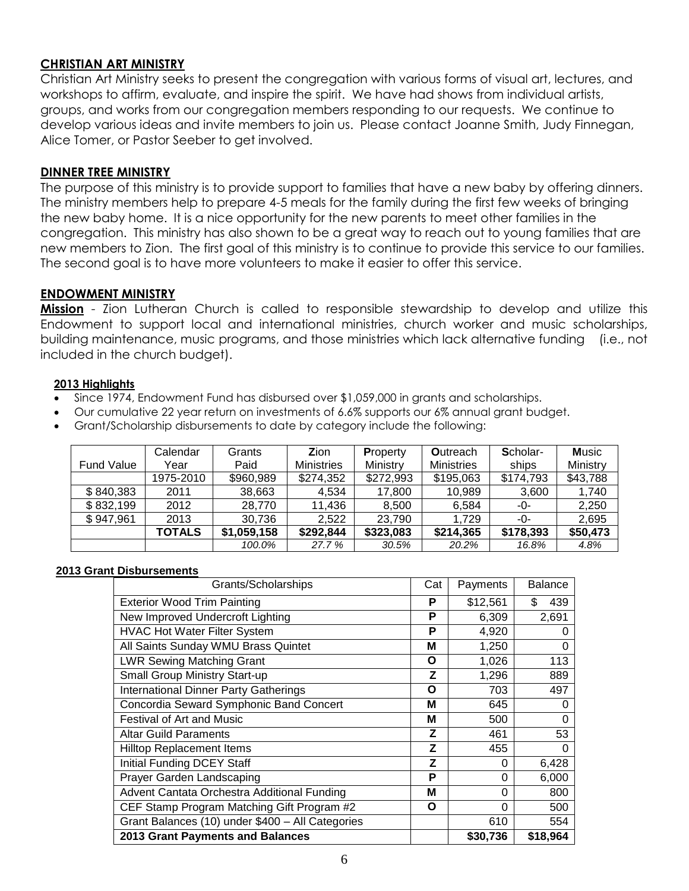## CHRISTIAN ART MINISTRY

Christian Art Ministry seeks to present the congregation with various forms of visual art, lectures, and workshops to affirm, evaluate, and inspire the spirit. We have had shows from individual artists, groups, and works from our congregation members responding to our requests. We continue to develop various ideas and invite members to join us. Please contact Joanne Smith, Judy Finnegan, Alice Tomer, or Pastor Seeber to get involved.

## DINNER TREE MINISTRY

The purpose of this ministry is to provide support to families that have a new baby by offering dinners. The ministry members help to prepare 4-5 meals for the family during the first few weeks of bringing the new baby home. It is a nice opportunity for the new parents to meet other families in the congregation. This ministry has also shown to be a great way to reach out to young families that are new members to Zion. The first goal of this ministry is to continue to provide this service to our families. The second goal is to have more volunteers to make it easier to offer this service.

## ENDOWMENT MINISTRY

**Mission** - Zion Lutheran Church is called to responsible stewardship to develop and utilize this Endowment to support local and international ministries, church worker and music scholarships, building maintenance, music programs, and those ministries which lack alternative funding (i.e., not included in the church budget).

### 2013 Highlights

- Since 1974, Endowment Fund has disbursed over $1,059,000 in grants and scholarships.
- Our cumulative 22 year return on investments of 6.6% supports our 6% annual grant budget.
- Grant/Scholarship disbursements to date by category include the following:

| Fund Value | Calendar Year | Grants Paid | **Z**ion Ministries | **P**roperty Ministry | **O**utreach Ministries | **S**cholar-ships | **M**usic Ministry |
|---|---|---|---|---|---|---|---|
| | 1975-2010 | $960,989 | $274,352 | $272,993 | $195,063 | $174,793 | $43,788 |
| $ 840,383 | 2011 | 38,663 | 4,534 | 17,800 | 10,989 | 3,600 | 1,740 |
| $ 832,199 | 2012 | 28,770 | 11,436 | 8,500 | 6,584 | -0- | 2,250 |
| $ 947,961 | 2013 | 30,736 | 2,522 | 23,790 | 1,729 | -0- | 2,695 |
| | **TOTALS** | **$1,059,158** | **$292,844** | **$323,083** | **$214,365** | **$178,393** | **$50,473** |
| | | *100.0%* | *27.7 %* | *30.5%* | *20.2%* | *16.8%* | *4.8%* |

### 2013 Grant Disbursements

| Grants/Scholarships | Cat | Payments | Balance |
|---|---|---|---|
| Exterior Wood Trim Painting | **P** | $12,561 | $ 439 |
| New Improved Undercroft Lighting | **P** | 6,309 | 2,691 |
| HVAC Hot Water Filter System | **P** | 4,920 | 0 |
| All Saints Sunday WMU Brass Quintet | **M** | 1,250 | 0 |
| LWR Sewing Matching Grant | **O** | 1,026 | 113 |
| Small Group Ministry Start-up | **Z** | 1,296 | 889 |
| International Dinner Party Gatherings | **O** | 703 | 497 |
| Concordia Seward Symphonic Band Concert | **M** | 645 | 0 |
| Festival of Art and Music | **M** | 500 | 0 |
| Altar Guild Paraments | **Z** | 461 | 53 |
| Hilltop Replacement Items | **Z** | 455 | 0 |
| Initial Funding DCEY Staff | **Z** | 0 | 6,428 |
| Prayer Garden Landscaping | **P** | 0 | 6,000 |
| Advent Cantata Orchestra Additional Funding | **M** | 0 | 800 |
| CEF Stamp Program Matching Gift Program #2 | **O** | 0 | 500 |
| Grant Balances (10) under $400 – All Categories | | 610 | 554 |
| **2013 Grant Payments and Balances** | | **$30,736** | **$18,964** |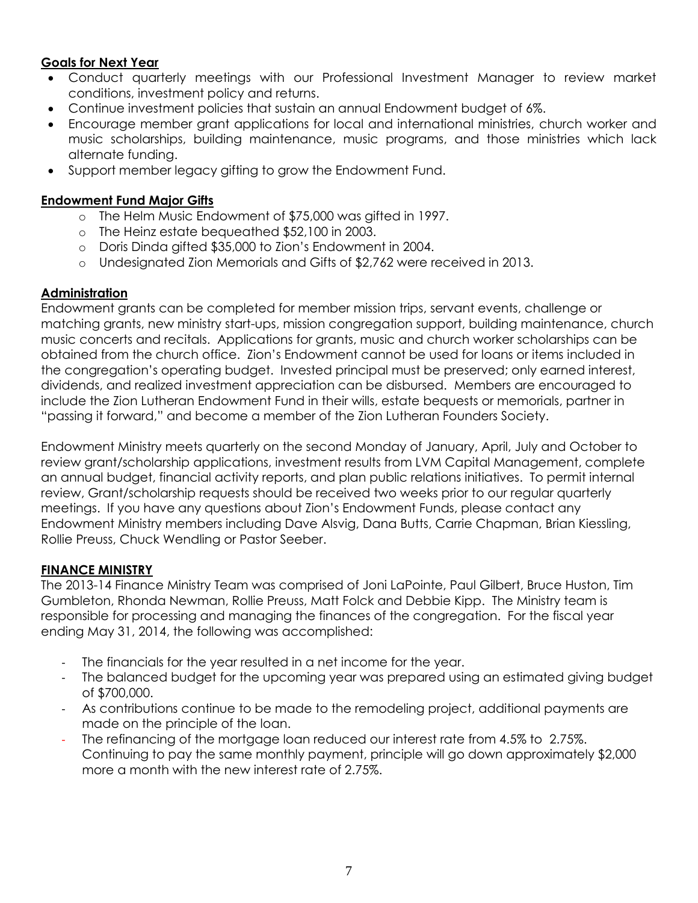**Goals for Next Year**

- Conduct quarterly meetings with our Professional Investment Manager to review market conditions, investment policy and returns.
- Continue investment policies that sustain an annual Endowment budget of 6%.
- Encourage member grant applications for local and international ministries, church worker and music scholarships, building maintenance, music programs, and those ministries which lack alternate funding.
- Support member legacy gifting to grow the Endowment Fund.

**Endowment Fund Major Gifts**

- The Helm Music Endowment of $75,000 was gifted in 1997.
- The Heinz estate bequeathed $52,100 in 2003.
- Doris Dinda gifted $35,000 to Zion's Endowment in 2004.
- Undesignated Zion Memorials and Gifts of $2,762 were received in 2013.

**Administration**

Endowment grants can be completed for member mission trips, servant events, challenge or matching grants, new ministry start-ups, mission congregation support, building maintenance, church music concerts and recitals. Applications for grants, music and church worker scholarships can be obtained from the church office. Zion's Endowment cannot be used for loans or items included in the congregation's operating budget. Invested principal must be preserved; only earned interest, dividends, and realized investment appreciation can be disbursed. Members are encouraged to include the Zion Lutheran Endowment Fund in their wills, estate bequests or memorials, partner in "passing it forward," and become a member of the Zion Lutheran Founders Society.

Endowment Ministry meets quarterly on the second Monday of January, April, July and October to review grant/scholarship applications, investment results from LVM Capital Management, complete an annual budget, financial activity reports, and plan public relations initiatives. To permit internal review, Grant/scholarship requests should be received two weeks prior to our regular quarterly meetings. If you have any questions about Zion's Endowment Funds, please contact any Endowment Ministry members including Dave Alsvig, Dana Butts, Carrie Chapman, Brian Kiessling, Rollie Preuss, Chuck Wendling or Pastor Seeber.

**FINANCE MINISTRY**

The 2013-14 Finance Ministry Team was comprised of Joni LaPointe, Paul Gilbert, Bruce Huston, Tim Gumbleton, Rhonda Newman, Rollie Preuss, Matt Folck and Debbie Kipp. The Ministry team is responsible for processing and managing the finances of the congregation. For the fiscal year ending May 31, 2014, the following was accomplished:

- The financials for the year resulted in a net income for the year.
- The balanced budget for the upcoming year was prepared using an estimated giving budget of $700,000.
- As contributions continue to be made to the remodeling project, additional payments are made on the principle of the loan.
- The refinancing of the mortgage loan reduced our interest rate from 4.5% to 2.75%. Continuing to pay the same monthly payment, principle will go down approximately $2,000 more a month with the new interest rate of 2.75%.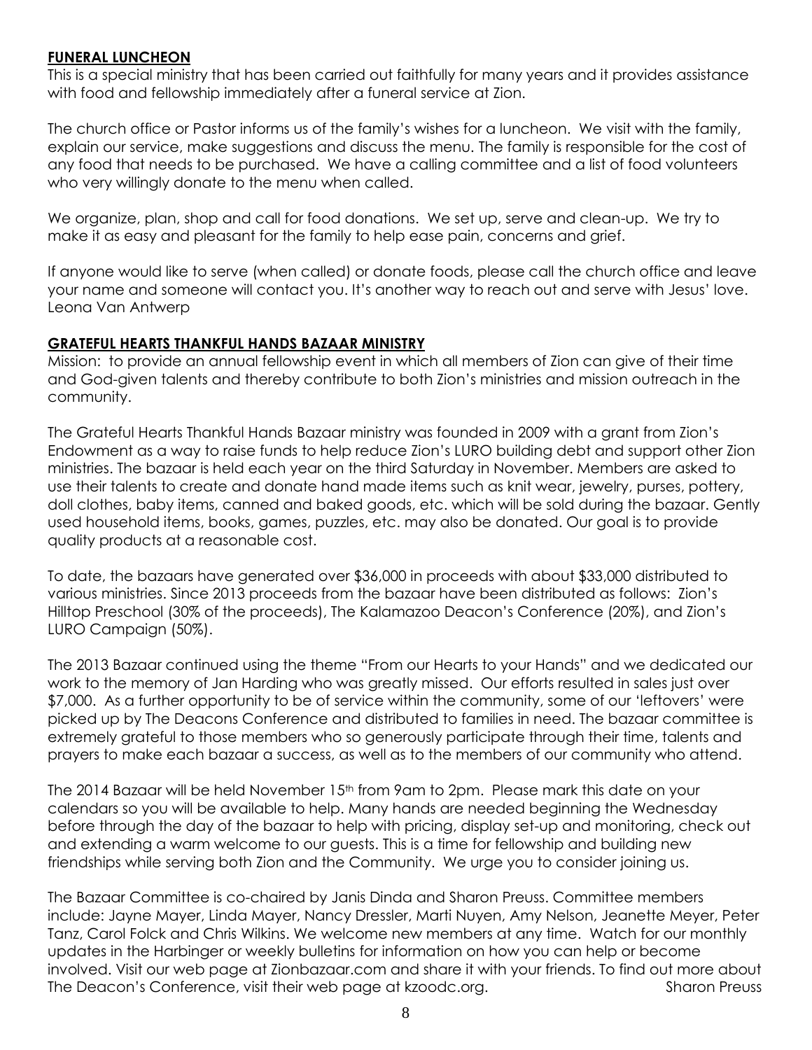## FUNERAL LUNCHEON

This is a special ministry that has been carried out faithfully for many years and it provides assistance with food and fellowship immediately after a funeral service at Zion.

The church office or Pastor informs us of the family's wishes for a luncheon. We visit with the family, explain our service, make suggestions and discuss the menu. The family is responsible for the cost of any food that needs to be purchased. We have a calling committee and a list of food volunteers who very willingly donate to the menu when called.

We organize, plan, shop and call for food donations. We set up, serve and clean-up. We try to make it as easy and pleasant for the family to help ease pain, concerns and grief.

If anyone would like to serve (when called) or donate foods, please call the church office and leave your name and someone will contact you. It's another way to reach out and serve with Jesus' love.
Leona Van Antwerp

## GRATEFUL HEARTS THANKFUL HANDS BAZAAR MINISTRY

Mission: to provide an annual fellowship event in which all members of Zion can give of their time and God-given talents and thereby contribute to both Zion's ministries and mission outreach in the community.

The Grateful Hearts Thankful Hands Bazaar ministry was founded in 2009 with a grant from Zion's Endowment as a way to raise funds to help reduce Zion's LURO building debt and support other Zion ministries. The bazaar is held each year on the third Saturday in November. Members are asked to use their talents to create and donate hand made items such as knit wear, jewelry, purses, pottery, doll clothes, baby items, canned and baked goods, etc. which will be sold during the bazaar. Gently used household items, books, games, puzzles, etc. may also be donated. Our goal is to provide quality products at a reasonable cost.

To date, the bazaars have generated over $36,000 in proceeds with about $33,000 distributed to various ministries. Since 2013 proceeds from the bazaar have been distributed as follows: Zion's Hilltop Preschool (30% of the proceeds), The Kalamazoo Deacon's Conference (20%), and Zion's LURO Campaign (50%).

The 2013 Bazaar continued using the theme "From our Hearts to your Hands" and we dedicated our work to the memory of Jan Harding who was greatly missed. Our efforts resulted in sales just over $7,000. As a further opportunity to be of service within the community, some of our 'leftovers' were picked up by The Deacons Conference and distributed to families in need. The bazaar committee is extremely grateful to those members who so generously participate through their time, talents and prayers to make each bazaar a success, as well as to the members of our community who attend.

The 2014 Bazaar will be held November 15th from 9am to 2pm. Please mark this date on your calendars so you will be available to help. Many hands are needed beginning the Wednesday before through the day of the bazaar to help with pricing, display set-up and monitoring, check out and extending a warm welcome to our guests. This is a time for fellowship and building new friendships while serving both Zion and the Community. We urge you to consider joining us.

The Bazaar Committee is co-chaired by Janis Dinda and Sharon Preuss. Committee members include: Jayne Mayer, Linda Mayer, Nancy Dressler, Marti Nuyen, Amy Nelson, Jeanette Meyer, Peter Tanz, Carol Folck and Chris Wilkins. We welcome new members at any time. Watch for our monthly updates in the Harbinger or weekly bulletins for information on how you can help or become involved. Visit our web page at Zionbazaar.com and share it with your friends. To find out more about The Deacon's Conference, visit their web page at kzoodc.org. Sharon Preuss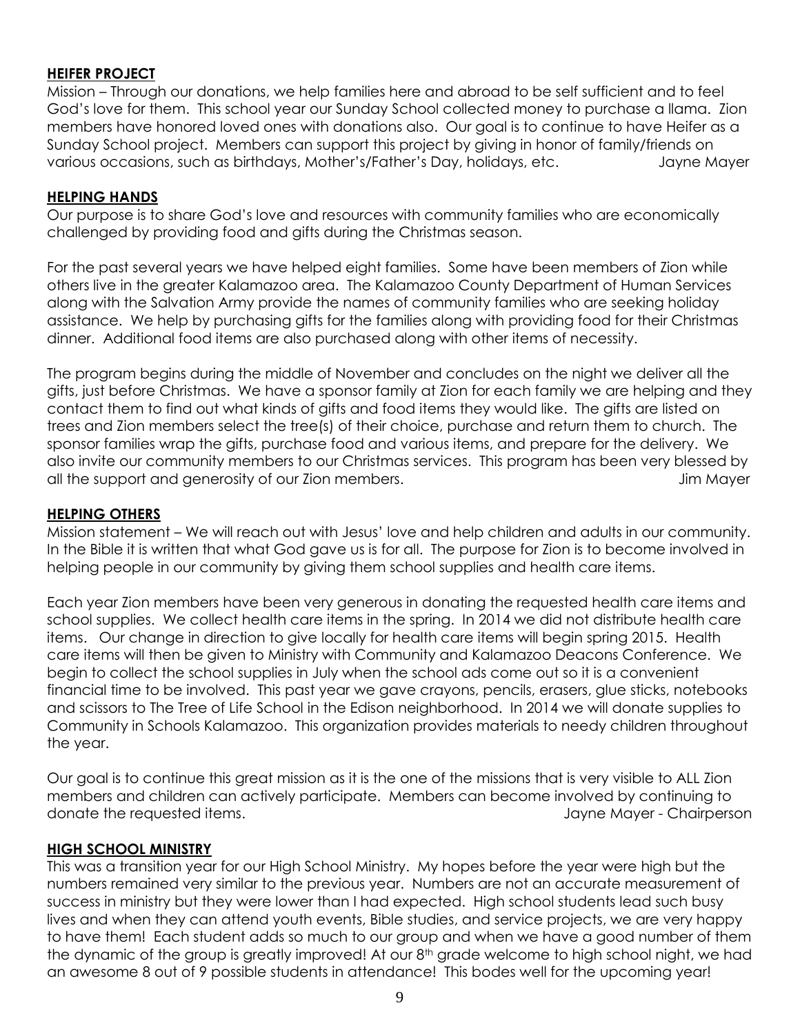### HEIFER PROJECT

Mission – Through our donations, we help families here and abroad to be self sufficient and to feel God's love for them. This school year our Sunday School collected money to purchase a llama. Zion members have honored loved ones with donations also. Our goal is to continue to have Heifer as a Sunday School project. Members can support this project by giving in honor of family/friends on various occasions, such as birthdays, Mother's/Father's Day, holidays, etc. Jayne Mayer

### HELPING HANDS

Our purpose is to share God's love and resources with community families who are economically challenged by providing food and gifts during the Christmas season.

For the past several years we have helped eight families. Some have been members of Zion while others live in the greater Kalamazoo area. The Kalamazoo County Department of Human Services along with the Salvation Army provide the names of community families who are seeking holiday assistance. We help by purchasing gifts for the families along with providing food for their Christmas dinner. Additional food items are also purchased along with other items of necessity.

The program begins during the middle of November and concludes on the night we deliver all the gifts, just before Christmas. We have a sponsor family at Zion for each family we are helping and they contact them to find out what kinds of gifts and food items they would like. The gifts are listed on trees and Zion members select the tree(s) of their choice, purchase and return them to church. The sponsor families wrap the gifts, purchase food and various items, and prepare for the delivery. We also invite our community members to our Christmas services. This program has been very blessed by all the support and generosity of our Zion members. Jim Mayer

### HELPING OTHERS

Mission statement – We will reach out with Jesus' love and help children and adults in our community. In the Bible it is written that what God gave us is for all. The purpose for Zion is to become involved in helping people in our community by giving them school supplies and health care items.

Each year Zion members have been very generous in donating the requested health care items and school supplies. We collect health care items in the spring. In 2014 we did not distribute health care items. Our change in direction to give locally for health care items will begin spring 2015. Health care items will then be given to Ministry with Community and Kalamazoo Deacons Conference. We begin to collect the school supplies in July when the school ads come out so it is a convenient financial time to be involved. This past year we gave crayons, pencils, erasers, glue sticks, notebooks and scissors to The Tree of Life School in the Edison neighborhood. In 2014 we will donate supplies to Community in Schools Kalamazoo. This organization provides materials to needy children throughout the year.

Our goal is to continue this great mission as it is the one of the missions that is very visible to ALL Zion members and children can actively participate. Members can become involved by continuing to donate the requested items. Jayne Mayer - Chairperson

### HIGH SCHOOL MINISTRY

This was a transition year for our High School Ministry. My hopes before the year were high but the numbers remained very similar to the previous year. Numbers are not an accurate measurement of success in ministry but they were lower than I had expected. High school students lead such busy lives and when they can attend youth events, Bible studies, and service projects, we are very happy to have them! Each student adds so much to our group and when we have a good number of them the dynamic of the group is greatly improved! At our 8th grade welcome to high school night, we had an awesome 8 out of 9 possible students in attendance! This bodes well for the upcoming year!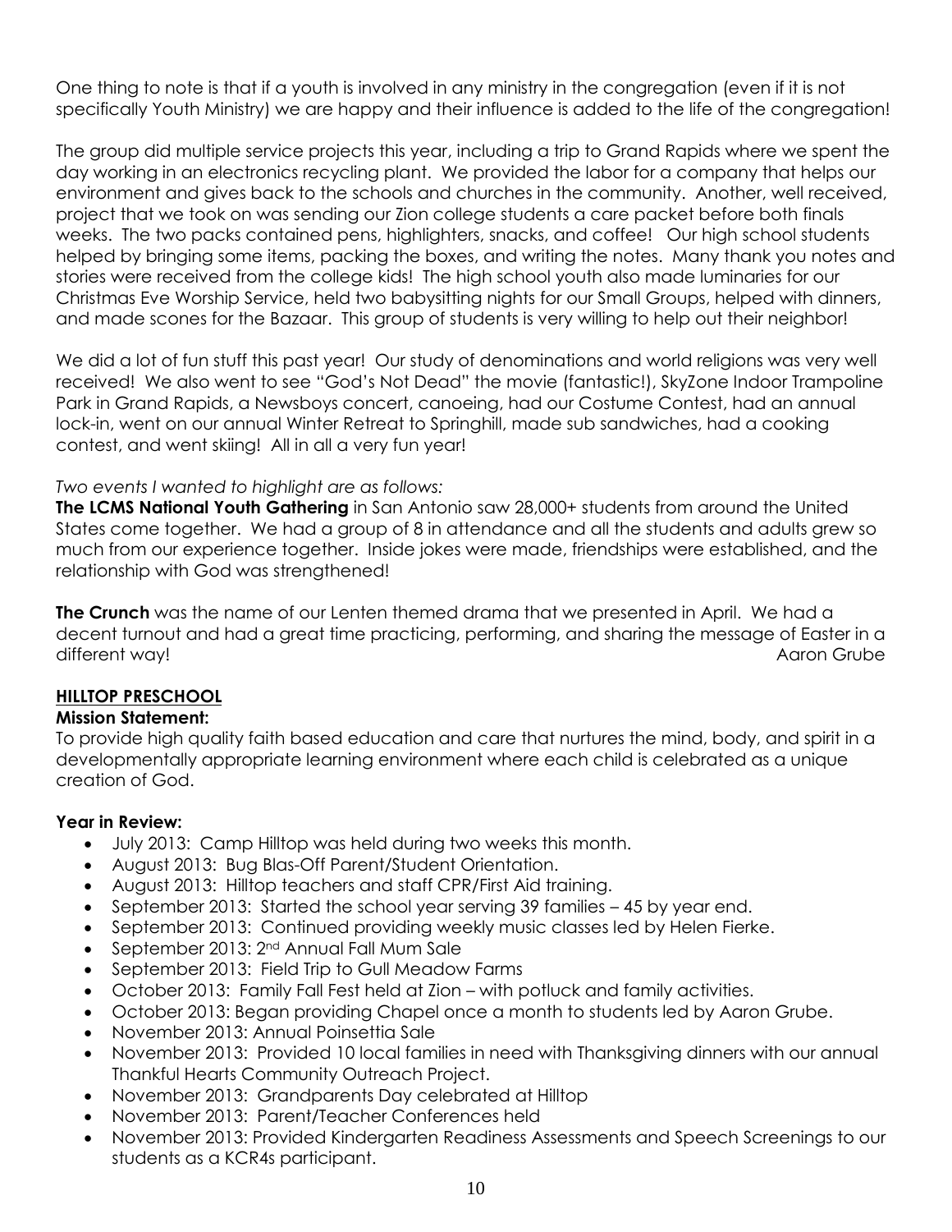One thing to note is that if a youth is involved in any ministry in the congregation (even if it is not specifically Youth Ministry) we are happy and their influence is added to the life of the congregation!

The group did multiple service projects this year, including a trip to Grand Rapids where we spent the day working in an electronics recycling plant. We provided the labor for a company that helps our environment and gives back to the schools and churches in the community. Another, well received, project that we took on was sending our Zion college students a care packet before both finals weeks. The two packs contained pens, highlighters, snacks, and coffee! Our high school students helped by bringing some items, packing the boxes, and writing the notes. Many thank you notes and stories were received from the college kids! The high school youth also made luminaries for our Christmas Eve Worship Service, held two babysitting nights for our Small Groups, helped with dinners, and made scones for the Bazaar. This group of students is very willing to help out their neighbor!

We did a lot of fun stuff this past year! Our study of denominations and world religions was very well received! We also went to see "God's Not Dead" the movie (fantastic!), SkyZone Indoor Trampoline Park in Grand Rapids, a Newsboys concert, canoeing, had our Costume Contest, had an annual lock-in, went on our annual Winter Retreat to Springhill, made sub sandwiches, had a cooking contest, and went skiing! All in all a very fun year!

*Two events I wanted to highlight are as follows:*

**The LCMS National Youth Gathering** in San Antonio saw 28,000+ students from around the United States come together. We had a group of 8 in attendance and all the students and adults grew so much from our experience together. Inside jokes were made, friendships were established, and the relationship with God was strengthened!

**The Crunch** was the name of our Lenten themed drama that we presented in April. We had a decent turnout and had a great time practicing, performing, and sharing the message of Easter in a different way!

Aaron Grube

## HILLTOP PRESCHOOL

**Mission Statement:**

To provide high quality faith based education and care that nurtures the mind, body, and spirit in a developmentally appropriate learning environment where each child is celebrated as a unique creation of God.

**Year in Review:**

- July 2013: Camp Hilltop was held during two weeks this month.
- August 2013: Bug Blas-Off Parent/Student Orientation.
- August 2013: Hilltop teachers and staff CPR/First Aid training.
- September 2013: Started the school year serving 39 families – 45 by year end.
- September 2013: Continued providing weekly music classes led by Helen Fierke.
- September 2013: 2nd Annual Fall Mum Sale
- September 2013: Field Trip to Gull Meadow Farms
- October 2013: Family Fall Fest held at Zion – with potluck and family activities.
- October 2013: Began providing Chapel once a month to students led by Aaron Grube.
- November 2013: Annual Poinsettia Sale
- November 2013: Provided 10 local families in need with Thanksgiving dinners with our annual Thankful Hearts Community Outreach Project.
- November 2013: Grandparents Day celebrated at Hilltop
- November 2013: Parent/Teacher Conferences held
- November 2013: Provided Kindergarten Readiness Assessments and Speech Screenings to our students as a KCR4s participant.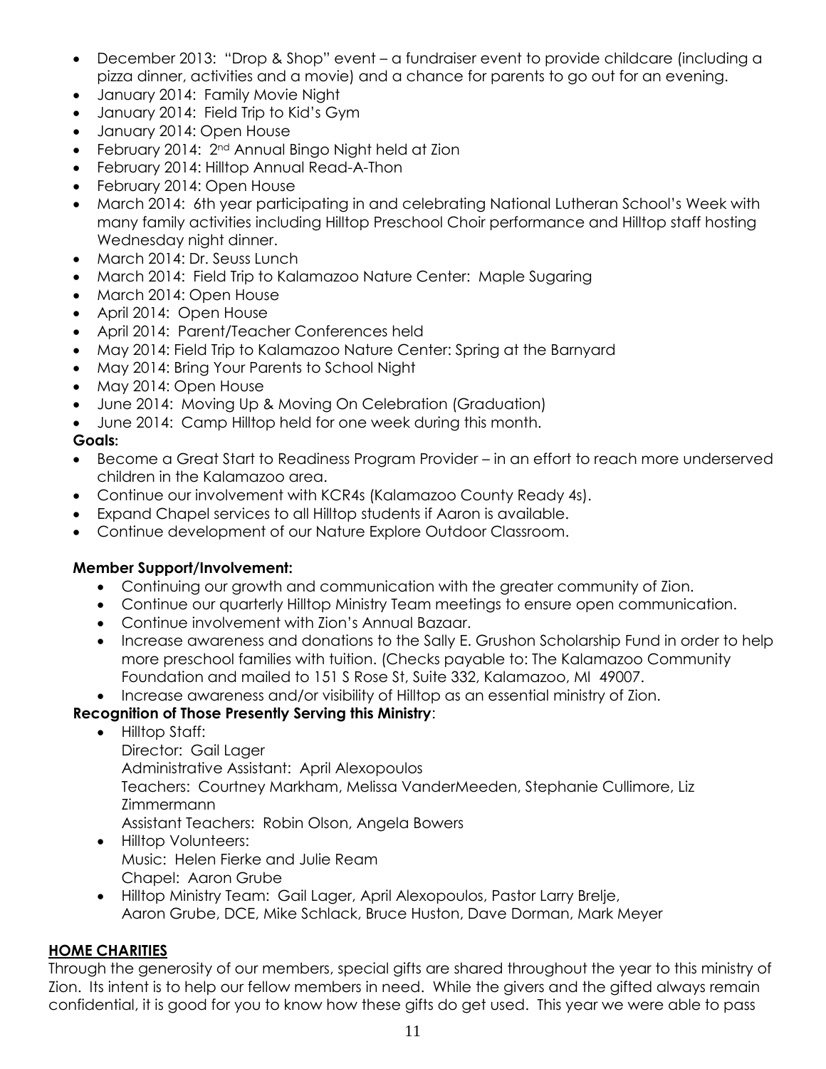- December 2013: "Drop & Shop" event – a fundraiser event to provide childcare (including a pizza dinner, activities and a movie) and a chance for parents to go out for an evening.
- January 2014: Family Movie Night
- January 2014: Field Trip to Kid's Gym
- January 2014: Open House
- February 2014: 2nd Annual Bingo Night held at Zion
- February 2014: Hilltop Annual Read-A-Thon
- February 2014: Open House
- March 2014: 6th year participating in and celebrating National Lutheran School's Week with many family activities including Hilltop Preschool Choir performance and Hilltop staff hosting Wednesday night dinner.
- March 2014: Dr. Seuss Lunch
- March 2014: Field Trip to Kalamazoo Nature Center: Maple Sugaring
- March 2014: Open House
- April 2014: Open House
- April 2014: Parent/Teacher Conferences held
- May 2014: Field Trip to Kalamazoo Nature Center: Spring at the Barnyard
- May 2014: Bring Your Parents to School Night
- May 2014: Open House
- June 2014: Moving Up & Moving On Celebration (Graduation)
- June 2014: Camp Hilltop held for one week during this month.

**Goals:**

- Become a Great Start to Readiness Program Provider – in an effort to reach more underserved children in the Kalamazoo area.
- Continue our involvement with KCR4s (Kalamazoo County Ready 4s).
- Expand Chapel services to all Hilltop students if Aaron is available.
- Continue development of our Nature Explore Outdoor Classroom.

**Member Support/Involvement:**

- Continuing our growth and communication with the greater community of Zion.
- Continue our quarterly Hilltop Ministry Team meetings to ensure open communication.
- Continue involvement with Zion's Annual Bazaar.
- Increase awareness and donations to the Sally E. Grushon Scholarship Fund in order to help more preschool families with tuition. (Checks payable to: The Kalamazoo Community Foundation and mailed to 151 S Rose St, Suite 332, Kalamazoo, MI 49007.
- Increase awareness and/or visibility of Hilltop as an essential ministry of Zion.

**Recognition of Those Presently Serving this Ministry**:

- Hilltop Staff:
  Director: Gail Lager
  Administrative Assistant: April Alexopoulos
  Teachers: Courtney Markham, Melissa VanderMeeden, Stephanie Cullimore, Liz Zimmermann
  Assistant Teachers: Robin Olson, Angela Bowers
- Hilltop Volunteers:
  Music: Helen Fierke and Julie Ream
  Chapel: Aaron Grube
- Hilltop Ministry Team: Gail Lager, April Alexopoulos, Pastor Larry Brelje, Aaron Grube, DCE, Mike Schlack, Bruce Huston, Dave Dorman, Mark Meyer

## HOME CHARITIES

Through the generosity of our members, special gifts are shared throughout the year to this ministry of Zion. Its intent is to help our fellow members in need. While the givers and the gifted always remain confidential, it is good for you to know how these gifts do get used. This year we were able to pass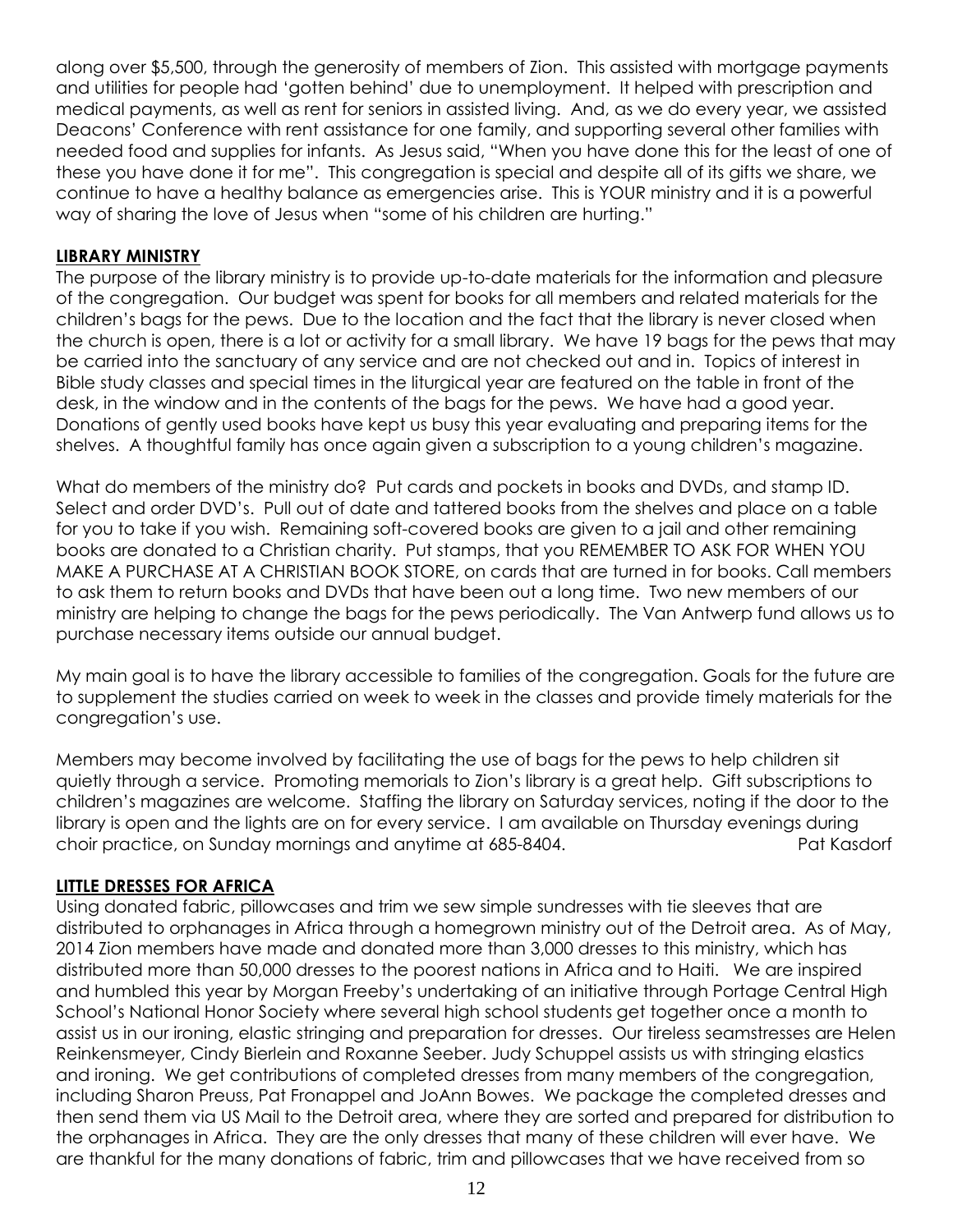along over $5,500, through the generosity of members of Zion. This assisted with mortgage payments and utilities for people had 'gotten behind' due to unemployment. It helped with prescription and medical payments, as well as rent for seniors in assisted living. And, as we do every year, we assisted Deacons' Conference with rent assistance for one family, and supporting several other families with needed food and supplies for infants. As Jesus said, "When you have done this for the least of one of these you have done it for me". This congregation is special and despite all of its gifts we share, we continue to have a healthy balance as emergencies arise. This is YOUR ministry and it is a powerful way of sharing the love of Jesus when "some of his children are hurting."

**LIBRARY MINISTRY**

The purpose of the library ministry is to provide up-to-date materials for the information and pleasure of the congregation. Our budget was spent for books for all members and related materials for the children's bags for the pews. Due to the location and the fact that the library is never closed when the church is open, there is a lot or activity for a small library. We have 19 bags for the pews that may be carried into the sanctuary of any service and are not checked out and in. Topics of interest in Bible study classes and special times in the liturgical year are featured on the table in front of the desk, in the window and in the contents of the bags for the pews. We have had a good year. Donations of gently used books have kept us busy this year evaluating and preparing items for the shelves. A thoughtful family has once again given a subscription to a young children's magazine.

What do members of the ministry do? Put cards and pockets in books and DVDs, and stamp ID. Select and order DVD's. Pull out of date and tattered books from the shelves and place on a table for you to take if you wish. Remaining soft-covered books are given to a jail and other remaining books are donated to a Christian charity. Put stamps, that you REMEMBER TO ASK FOR WHEN YOU MAKE A PURCHASE AT A CHRISTIAN BOOK STORE, on cards that are turned in for books. Call members to ask them to return books and DVDs that have been out a long time. Two new members of our ministry are helping to change the bags for the pews periodically. The Van Antwerp fund allows us to purchase necessary items outside our annual budget.

My main goal is to have the library accessible to families of the congregation. Goals for the future are to supplement the studies carried on week to week in the classes and provide timely materials for the congregation's use.

Members may become involved by facilitating the use of bags for the pews to help children sit quietly through a service. Promoting memorials to Zion's library is a great help. Gift subscriptions to children's magazines are welcome. Staffing the library on Saturday services, noting if the door to the library is open and the lights are on for every service. I am available on Thursday evenings during choir practice, on Sunday mornings and anytime at 685-8404. Pat Kasdorf

**LITTLE DRESSES FOR AFRICA**

Using donated fabric, pillowcases and trim we sew simple sundresses with tie sleeves that are distributed to orphanages in Africa through a homegrown ministry out of the Detroit area. As of May, 2014 Zion members have made and donated more than 3,000 dresses to this ministry, which has distributed more than 50,000 dresses to the poorest nations in Africa and to Haiti. We are inspired and humbled this year by Morgan Freeby's undertaking of an initiative through Portage Central High School's National Honor Society where several high school students get together once a month to assist us in our ironing, elastic stringing and preparation for dresses. Our tireless seamstresses are Helen Reinkensmeyer, Cindy Bierlein and Roxanne Seeber. Judy Schuppel assists us with stringing elastics and ironing. We get contributions of completed dresses from many members of the congregation, including Sharon Preuss, Pat Fronappel and JoAnn Bowes. We package the completed dresses and then send them via US Mail to the Detroit area, where they are sorted and prepared for distribution to the orphanages in Africa. They are the only dresses that many of these children will ever have. We are thankful for the many donations of fabric, trim and pillowcases that we have received from so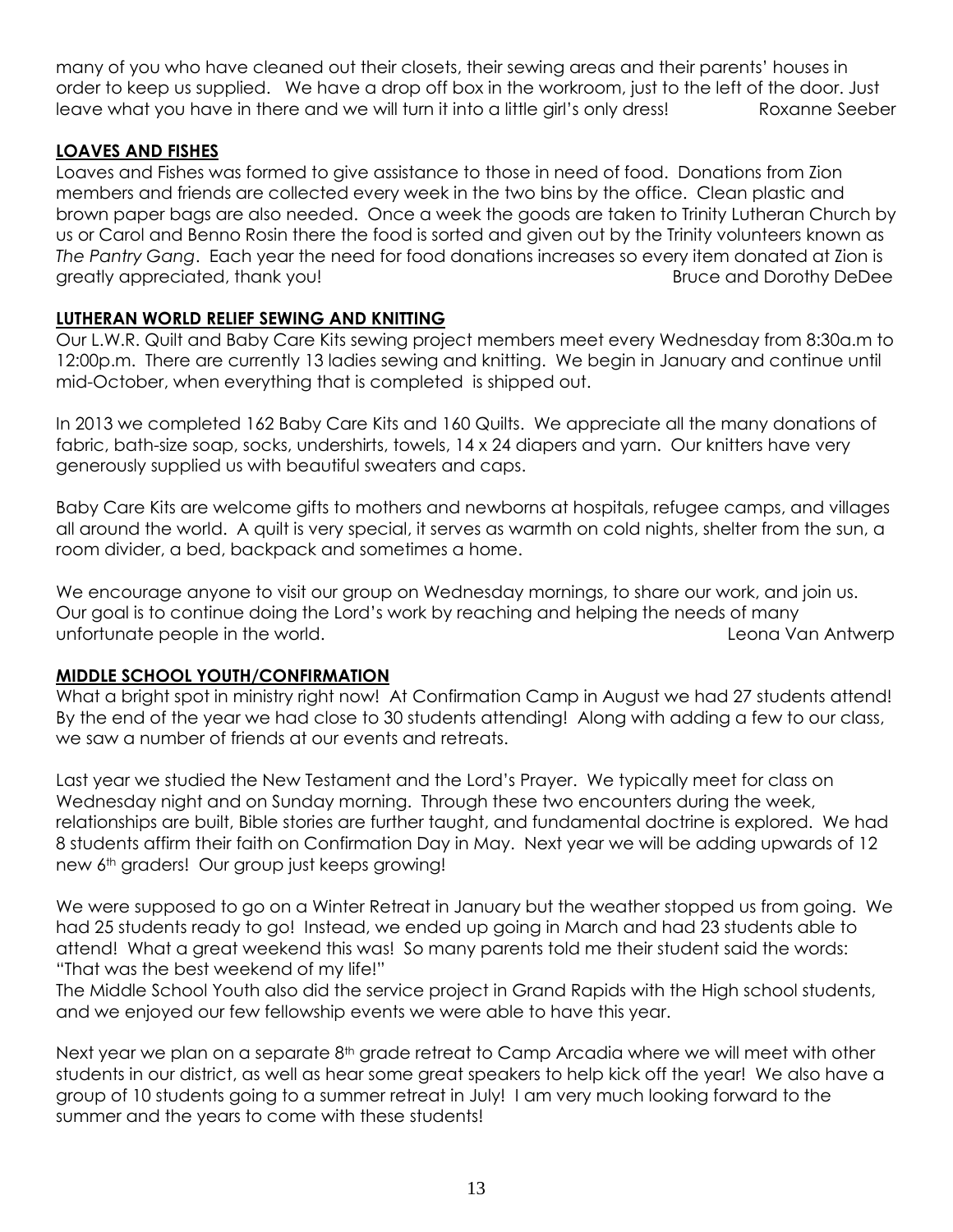many of you who have cleaned out their closets, their sewing areas and their parents' houses in order to keep us supplied. We have a drop off box in the workroom, just to the left of the door. Just leave what you have in there and we will turn it into a little girl's only dress! Roxanne Seeber

## LOAVES AND FISHES

Loaves and Fishes was formed to give assistance to those in need of food. Donations from Zion members and friends are collected every week in the two bins by the office. Clean plastic and brown paper bags are also needed. Once a week the goods are taken to Trinity Lutheran Church by us or Carol and Benno Rosin there the food is sorted and given out by the Trinity volunteers known as *The Pantry Gang*. Each year the need for food donations increases so every item donated at Zion is greatly appreciated, thank you! Bruce and Dorothy DeDee

## LUTHERAN WORLD RELIEF SEWING AND KNITTING

Our L.W.R. Quilt and Baby Care Kits sewing project members meet every Wednesday from 8:30a.m to 12:00p.m. There are currently 13 ladies sewing and knitting. We begin in January and continue until mid-October, when everything that is completed is shipped out.

In 2013 we completed 162 Baby Care Kits and 160 Quilts. We appreciate all the many donations of fabric, bath-size soap, socks, undershirts, towels, 14 x 24 diapers and yarn. Our knitters have very generously supplied us with beautiful sweaters and caps.

Baby Care Kits are welcome gifts to mothers and newborns at hospitals, refugee camps, and villages all around the world. A quilt is very special, it serves as warmth on cold nights, shelter from the sun, a room divider, a bed, backpack and sometimes a home.

We encourage anyone to visit our group on Wednesday mornings, to share our work, and join us. Our goal is to continue doing the Lord's work by reaching and helping the needs of many unfortunate people in the world. Leona Van Antwerp

## MIDDLE SCHOOL YOUTH/CONFIRMATION

What a bright spot in ministry right now! At Confirmation Camp in August we had 27 students attend! By the end of the year we had close to 30 students attending! Along with adding a few to our class, we saw a number of friends at our events and retreats.

Last year we studied the New Testament and the Lord's Prayer. We typically meet for class on Wednesday night and on Sunday morning. Through these two encounters during the week, relationships are built, Bible stories are further taught, and fundamental doctrine is explored. We had 8 students affirm their faith on Confirmation Day in May. Next year we will be adding upwards of 12 new 6th graders! Our group just keeps growing!

We were supposed to go on a Winter Retreat in January but the weather stopped us from going. We had 25 students ready to go! Instead, we ended up going in March and had 23 students able to attend! What a great weekend this was! So many parents told me their student said the words: "That was the best weekend of my life!"
The Middle School Youth also did the service project in Grand Rapids with the High school students, and we enjoyed our few fellowship events we were able to have this year.

Next year we plan on a separate 8th grade retreat to Camp Arcadia where we will meet with other students in our district, as well as hear some great speakers to help kick off the year! We also have a group of 10 students going to a summer retreat in July! I am very much looking forward to the summer and the years to come with these students!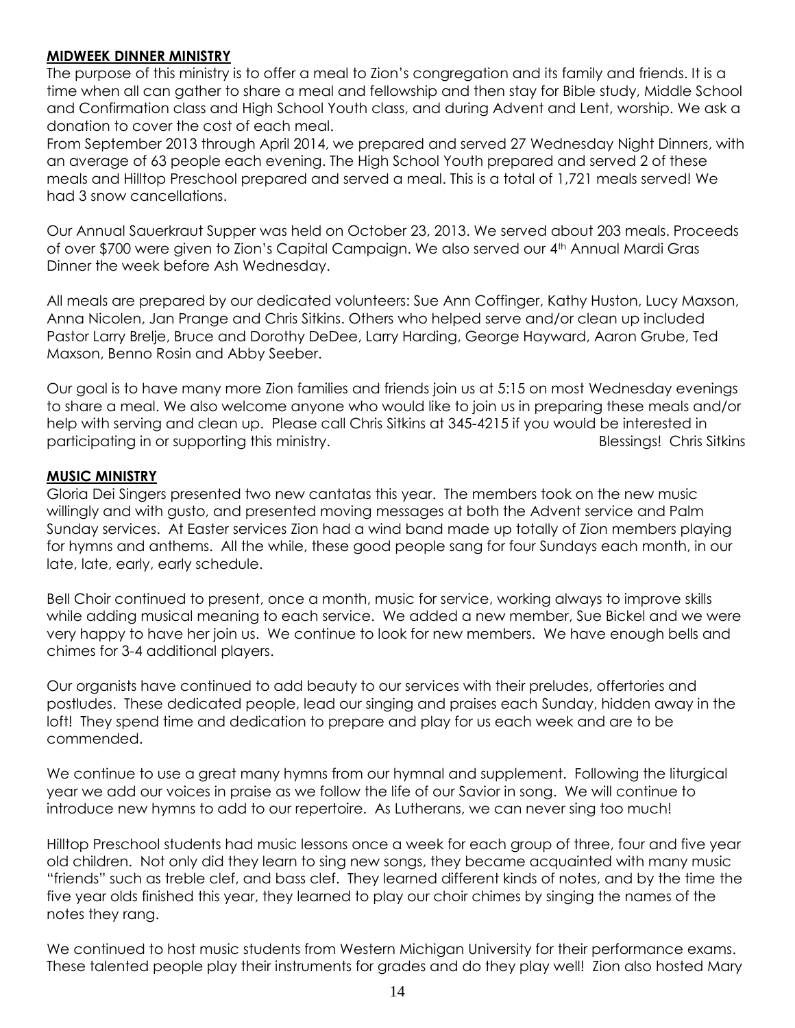## MIDWEEK DINNER MINISTRY

The purpose of this ministry is to offer a meal to Zion's congregation and its family and friends. It is a time when all can gather to share a meal and fellowship and then stay for Bible study, Middle School and Confirmation class and High School Youth class, and during Advent and Lent, worship. We ask a donation to cover the cost of each meal.

From September 2013 through April 2014, we prepared and served 27 Wednesday Night Dinners, with an average of 63 people each evening. The High School Youth prepared and served 2 of these meals and Hilltop Preschool prepared and served a meal. This is a total of 1,721 meals served! We had 3 snow cancellations.

Our Annual Sauerkraut Supper was held on October 23, 2013. We served about 203 meals. Proceeds of over $700 were given to Zion's Capital Campaign. We also served our 4th Annual Mardi Gras Dinner the week before Ash Wednesday.

All meals are prepared by our dedicated volunteers: Sue Ann Coffinger, Kathy Huston, Lucy Maxson, Anna Nicolen, Jan Prange and Chris Sitkins. Others who helped serve and/or clean up included Pastor Larry Brelje, Bruce and Dorothy DeDee, Larry Harding, George Hayward, Aaron Grube, Ted Maxson, Benno Rosin and Abby Seeber.

Our goal is to have many more Zion families and friends join us at 5:15 on most Wednesday evenings to share a meal. We also welcome anyone who would like to join us in preparing these meals and/or help with serving and clean up. Please call Chris Sitkins at 345-4215 if you would be interested in participating in or supporting this ministry. Blessings! Chris Sitkins

## MUSIC MINISTRY

Gloria Dei Singers presented two new cantatas this year. The members took on the new music willingly and with gusto, and presented moving messages at both the Advent service and Palm Sunday services. At Easter services Zion had a wind band made up totally of Zion members playing for hymns and anthems. All the while, these good people sang for four Sundays each month, in our late, late, early, early schedule.

Bell Choir continued to present, once a month, music for service, working always to improve skills while adding musical meaning to each service. We added a new member, Sue Bickel and we were very happy to have her join us. We continue to look for new members. We have enough bells and chimes for 3-4 additional players.

Our organists have continued to add beauty to our services with their preludes, offertories and postludes. These dedicated people, lead our singing and praises each Sunday, hidden away in the loft! They spend time and dedication to prepare and play for us each week and are to be commended.

We continue to use a great many hymns from our hymnal and supplement. Following the liturgical year we add our voices in praise as we follow the life of our Savior in song. We will continue to introduce new hymns to add to our repertoire. As Lutherans, we can never sing too much!

Hilltop Preschool students had music lessons once a week for each group of three, four and five year old children. Not only did they learn to sing new songs, they became acquainted with many music "friends" such as treble clef, and bass clef. They learned different kinds of notes, and by the time the five year olds finished this year, they learned to play our choir chimes by singing the names of the notes they rang.

We continued to host music students from Western Michigan University for their performance exams. These talented people play their instruments for grades and do they play well! Zion also hosted Mary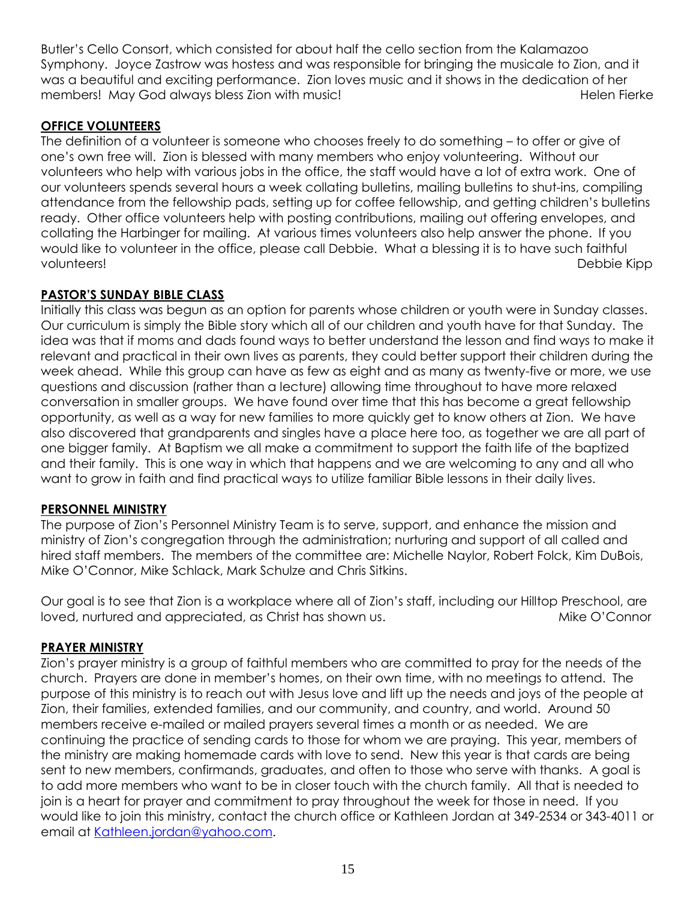Butler's Cello Consort, which consisted for about half the cello section from the Kalamazoo Symphony. Joyce Zastrow was hostess and was responsible for bringing the musicale to Zion, and it was a beautiful and exciting performance. Zion loves music and it shows in the dedication of her members! May God always bless Zion with music! Helen Fierke

## OFFICE VOLUNTEERS

The definition of a volunteer is someone who chooses freely to do something – to offer or give of one's own free will. Zion is blessed with many members who enjoy volunteering. Without our volunteers who help with various jobs in the office, the staff would have a lot of extra work. One of our volunteers spends several hours a week collating bulletins, mailing bulletins to shut-ins, compiling attendance from the fellowship pads, setting up for coffee fellowship, and getting children's bulletins ready. Other office volunteers help with posting contributions, mailing out offering envelopes, and collating the Harbinger for mailing. At various times volunteers also help answer the phone. If you would like to volunteer in the office, please call Debbie. What a blessing it is to have such faithful volunteers! Debbie Kipp

## PASTOR'S SUNDAY BIBLE CLASS

Initially this class was begun as an option for parents whose children or youth were in Sunday classes. Our curriculum is simply the Bible story which all of our children and youth have for that Sunday. The idea was that if moms and dads found ways to better understand the lesson and find ways to make it relevant and practical in their own lives as parents, they could better support their children during the week ahead. While this group can have as few as eight and as many as twenty-five or more, we use questions and discussion (rather than a lecture) allowing time throughout to have more relaxed conversation in smaller groups. We have found over time that this has become a great fellowship opportunity, as well as a way for new families to more quickly get to know others at Zion. We have also discovered that grandparents and singles have a place here too, as together we are all part of one bigger family. At Baptism we all make a commitment to support the faith life of the baptized and their family. This is one way in which that happens and we are welcoming to any and all who want to grow in faith and find practical ways to utilize familiar Bible lessons in their daily lives.

## PERSONNEL MINISTRY

The purpose of Zion's Personnel Ministry Team is to serve, support, and enhance the mission and ministry of Zion's congregation through the administration; nurturing and support of all called and hired staff members. The members of the committee are: Michelle Naylor, Robert Folck, Kim DuBois, Mike O'Connor, Mike Schlack, Mark Schulze and Chris Sitkins.

Our goal is to see that Zion is a workplace where all of Zion's staff, including our Hilltop Preschool, are loved, nurtured and appreciated, as Christ has shown us. Mike O'Connor

## PRAYER MINISTRY

Zion's prayer ministry is a group of faithful members who are committed to pray for the needs of the church. Prayers are done in member's homes, on their own time, with no meetings to attend. The purpose of this ministry is to reach out with Jesus love and lift up the needs and joys of the people at Zion, their families, extended families, and our community, and country, and world. Around 50 members receive e-mailed or mailed prayers several times a month or as needed. We are continuing the practice of sending cards to those for whom we are praying. This year, members of the ministry are making homemade cards with love to send. New this year is that cards are being sent to new members, confirmands, graduates, and often to those who serve with thanks. A goal is to add more members who want to be in closer touch with the church family. All that is needed to join is a heart for prayer and commitment to pray throughout the week for those in need. If you would like to join this ministry, contact the church office or Kathleen Jordan at 349-2534 or 343-4011 or email at Kathleen.jordan@yahoo.com.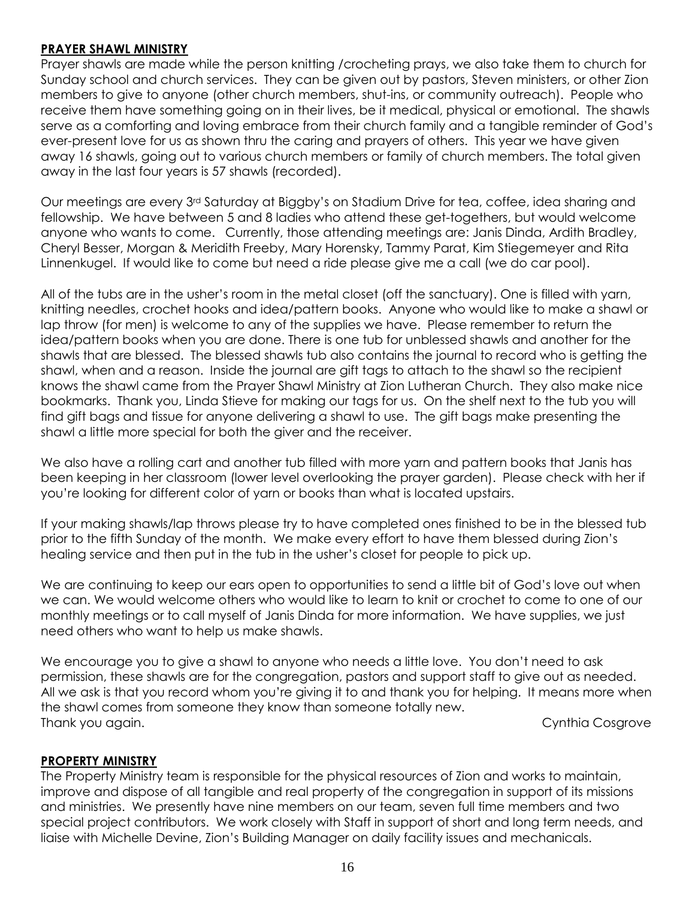## PRAYER SHAWL MINISTRY

Prayer shawls are made while the person knitting /crocheting prays, we also take them to church for Sunday school and church services. They can be given out by pastors, Steven ministers, or other Zion members to give to anyone (other church members, shut-ins, or community outreach). People who receive them have something going on in their lives, be it medical, physical or emotional. The shawls serve as a comforting and loving embrace from their church family and a tangible reminder of God's ever-present love for us as shown thru the caring and prayers of others. This year we have given away 16 shawls, going out to various church members or family of church members. The total given away in the last four years is 57 shawls (recorded).

Our meetings are every 3rd Saturday at Biggby's on Stadium Drive for tea, coffee, idea sharing and fellowship. We have between 5 and 8 ladies who attend these get-togethers, but would welcome anyone who wants to come. Currently, those attending meetings are: Janis Dinda, Ardith Bradley, Cheryl Besser, Morgan & Meridith Freeby, Mary Horensky, Tammy Parat, Kim Stiegemeyer and Rita Linnenkugel. If would like to come but need a ride please give me a call (we do car pool).

All of the tubs are in the usher's room in the metal closet (off the sanctuary). One is filled with yarn, knitting needles, crochet hooks and idea/pattern books. Anyone who would like to make a shawl or lap throw (for men) is welcome to any of the supplies we have. Please remember to return the idea/pattern books when you are done. There is one tub for unblessed shawls and another for the shawls that are blessed. The blessed shawls tub also contains the journal to record who is getting the shawl, when and a reason. Inside the journal are gift tags to attach to the shawl so the recipient knows the shawl came from the Prayer Shawl Ministry at Zion Lutheran Church. They also make nice bookmarks. Thank you, Linda Stieve for making our tags for us. On the shelf next to the tub you will find gift bags and tissue for anyone delivering a shawl to use. The gift bags make presenting the shawl a little more special for both the giver and the receiver.

We also have a rolling cart and another tub filled with more yarn and pattern books that Janis has been keeping in her classroom (lower level overlooking the prayer garden). Please check with her if you're looking for different color of yarn or books than what is located upstairs.

If your making shawls/lap throws please try to have completed ones finished to be in the blessed tub prior to the fifth Sunday of the month. We make every effort to have them blessed during Zion's healing service and then put in the tub in the usher's closet for people to pick up.

We are continuing to keep our ears open to opportunities to send a little bit of God's love out when we can. We would welcome others who would like to learn to knit or crochet to come to one of our monthly meetings or to call myself of Janis Dinda for more information. We have supplies, we just need others who want to help us make shawls.

We encourage you to give a shawl to anyone who needs a little love. You don't need to ask permission, these shawls are for the congregation, pastors and support staff to give out as needed. All we ask is that you record whom you're giving it to and thank you for helping. It means more when the shawl comes from someone they know than someone totally new.
Thank you again. Cynthia Cosgrove

## PROPERTY MINISTRY

The Property Ministry team is responsible for the physical resources of Zion and works to maintain, improve and dispose of all tangible and real property of the congregation in support of its missions and ministries. We presently have nine members on our team, seven full time members and two special project contributors. We work closely with Staff in support of short and long term needs, and liaise with Michelle Devine, Zion's Building Manager on daily facility issues and mechanicals.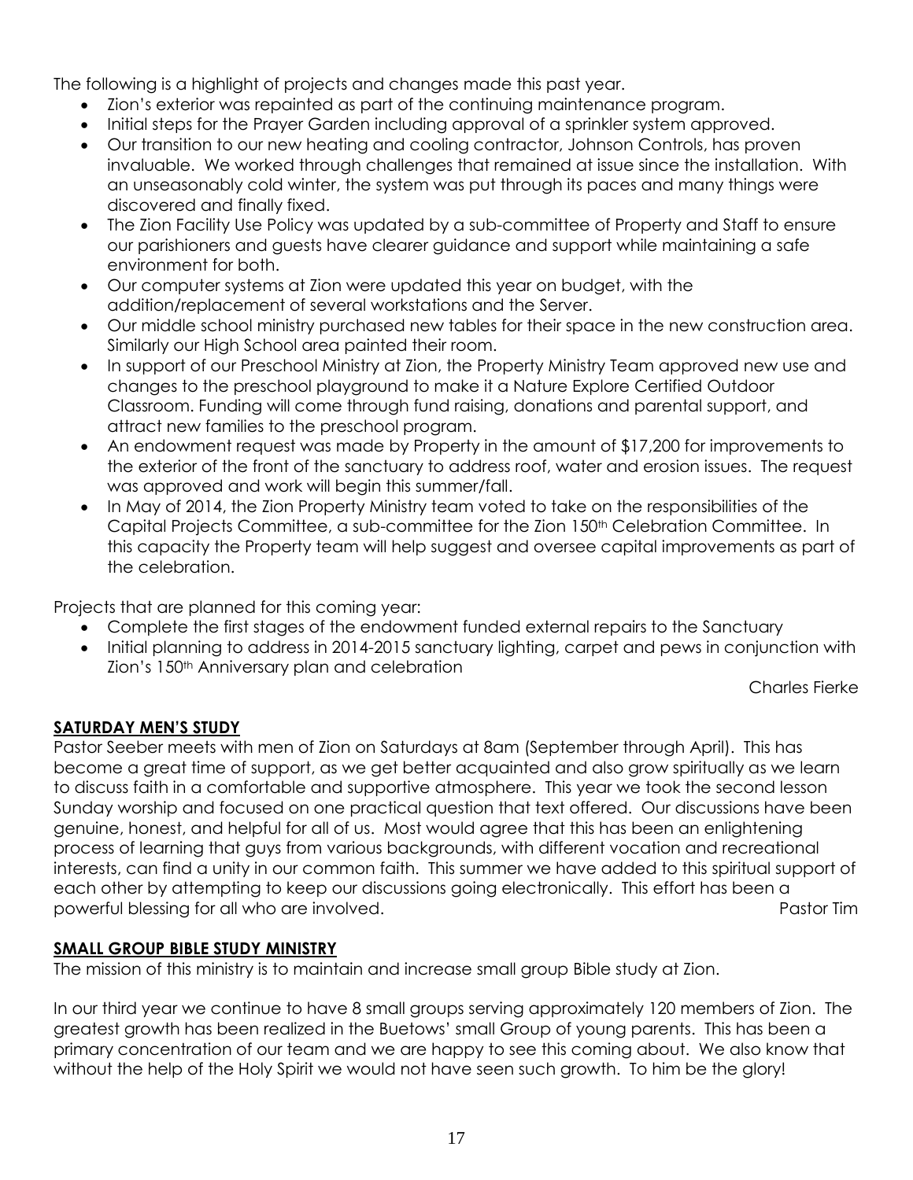The following is a highlight of projects and changes made this past year.

- Zion's exterior was repainted as part of the continuing maintenance program.
- Initial steps for the Prayer Garden including approval of a sprinkler system approved.
- Our transition to our new heating and cooling contractor, Johnson Controls, has proven invaluable. We worked through challenges that remained at issue since the installation. With an unseasonably cold winter, the system was put through its paces and many things were discovered and finally fixed.
- The Zion Facility Use Policy was updated by a sub-committee of Property and Staff to ensure our parishioners and guests have clearer guidance and support while maintaining a safe environment for both.
- Our computer systems at Zion were updated this year on budget, with the addition/replacement of several workstations and the Server.
- Our middle school ministry purchased new tables for their space in the new construction area. Similarly our High School area painted their room.
- In support of our Preschool Ministry at Zion, the Property Ministry Team approved new use and changes to the preschool playground to make it a Nature Explore Certified Outdoor Classroom. Funding will come through fund raising, donations and parental support, and attract new families to the preschool program.
- An endowment request was made by Property in the amount of $17,200 for improvements to the exterior of the front of the sanctuary to address roof, water and erosion issues. The request was approved and work will begin this summer/fall.
- In May of 2014, the Zion Property Ministry team voted to take on the responsibilities of the Capital Projects Committee, a sub-committee for the Zion 150th Celebration Committee. In this capacity the Property team will help suggest and oversee capital improvements as part of the celebration.

Projects that are planned for this coming year:

- Complete the first stages of the endowment funded external repairs to the Sanctuary
- Initial planning to address in 2014-2015 sanctuary lighting, carpet and pews in conjunction with Zion's 150th Anniversary plan and celebration

Charles Fierke

## SATURDAY MEN'S STUDY

Pastor Seeber meets with men of Zion on Saturdays at 8am (September through April). This has become a great time of support, as we get better acquainted and also grow spiritually as we learn to discuss faith in a comfortable and supportive atmosphere. This year we took the second lesson Sunday worship and focused on one practical question that text offered. Our discussions have been genuine, honest, and helpful for all of us. Most would agree that this has been an enlightening process of learning that guys from various backgrounds, with different vocation and recreational interests, can find a unity in our common faith. This summer we have added to this spiritual support of each other by attempting to keep our discussions going electronically. This effort has been a powerful blessing for all who are involved.

Pastor Tim

## SMALL GROUP BIBLE STUDY MINISTRY

The mission of this ministry is to maintain and increase small group Bible study at Zion.

In our third year we continue to have 8 small groups serving approximately 120 members of Zion. The greatest growth has been realized in the Buetows' small Group of young parents. This has been a primary concentration of our team and we are happy to see this coming about. We also know that without the help of the Holy Spirit we would not have seen such growth. To him be the glory!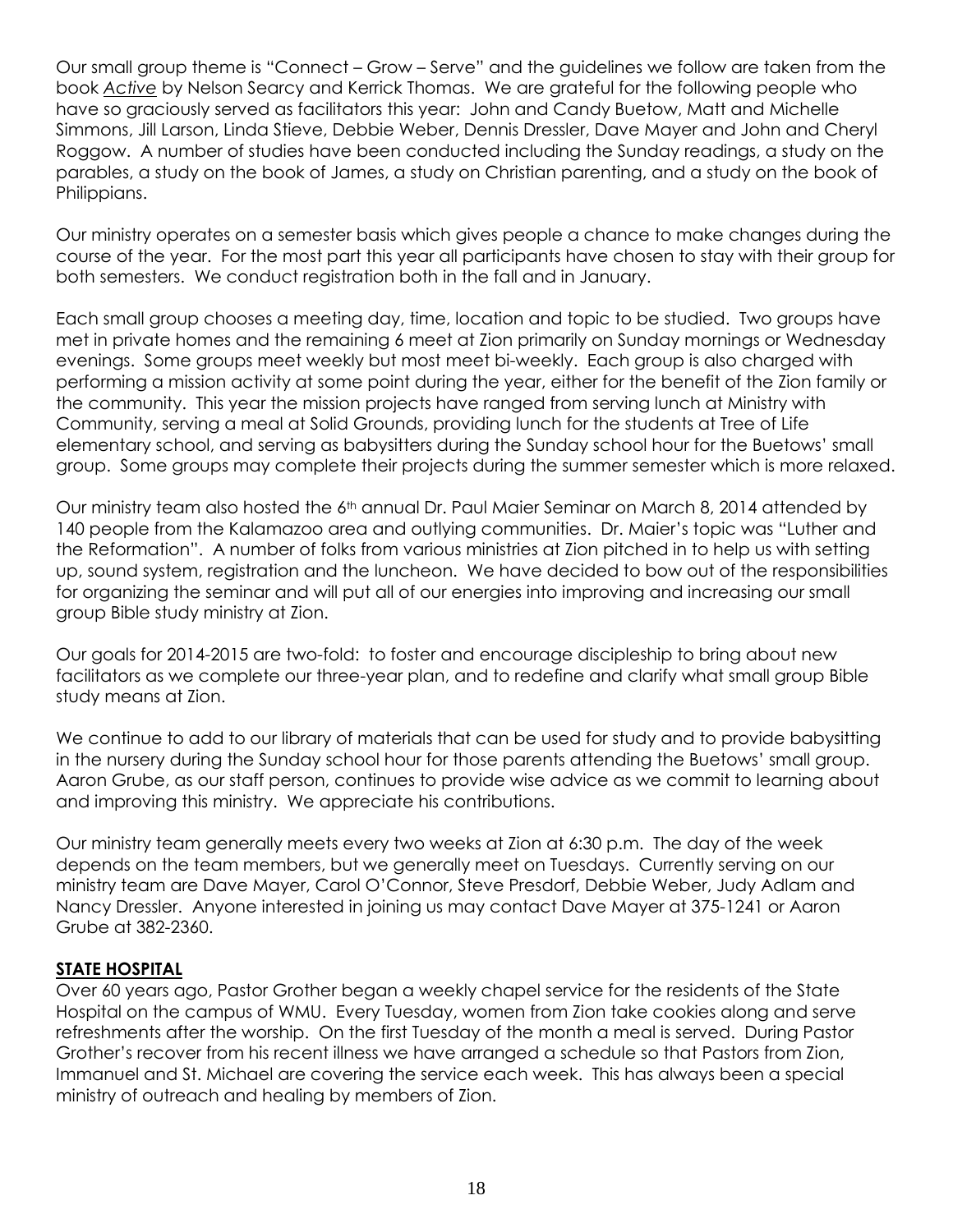Our small group theme is "Connect – Grow – Serve" and the guidelines we follow are taken from the book *Active* by Nelson Searcy and Kerrick Thomas. We are grateful for the following people who have so graciously served as facilitators this year: John and Candy Buetow, Matt and Michelle Simmons, Jill Larson, Linda Stieve, Debbie Weber, Dennis Dressler, Dave Mayer and John and Cheryl Roggow. A number of studies have been conducted including the Sunday readings, a study on the parables, a study on the book of James, a study on Christian parenting, and a study on the book of Philippians.

Our ministry operates on a semester basis which gives people a chance to make changes during the course of the year. For the most part this year all participants have chosen to stay with their group for both semesters. We conduct registration both in the fall and in January.

Each small group chooses a meeting day, time, location and topic to be studied. Two groups have met in private homes and the remaining 6 meet at Zion primarily on Sunday mornings or Wednesday evenings. Some groups meet weekly but most meet bi-weekly. Each group is also charged with performing a mission activity at some point during the year, either for the benefit of the Zion family or the community. This year the mission projects have ranged from serving lunch at Ministry with Community, serving a meal at Solid Grounds, providing lunch for the students at Tree of Life elementary school, and serving as babysitters during the Sunday school hour for the Buetows' small group. Some groups may complete their projects during the summer semester which is more relaxed.

Our ministry team also hosted the 6th annual Dr. Paul Maier Seminar on March 8, 2014 attended by 140 people from the Kalamazoo area and outlying communities. Dr. Maier's topic was "Luther and the Reformation". A number of folks from various ministries at Zion pitched in to help us with setting up, sound system, registration and the luncheon. We have decided to bow out of the responsibilities for organizing the seminar and will put all of our energies into improving and increasing our small group Bible study ministry at Zion.

Our goals for 2014-2015 are two-fold: to foster and encourage discipleship to bring about new facilitators as we complete our three-year plan, and to redefine and clarify what small group Bible study means at Zion.

We continue to add to our library of materials that can be used for study and to provide babysitting in the nursery during the Sunday school hour for those parents attending the Buetows' small group. Aaron Grube, as our staff person, continues to provide wise advice as we commit to learning about and improving this ministry. We appreciate his contributions.

Our ministry team generally meets every two weeks at Zion at 6:30 p.m. The day of the week depends on the team members, but we generally meet on Tuesdays. Currently serving on our ministry team are Dave Mayer, Carol O'Connor, Steve Presdorf, Debbie Weber, Judy Adlam and Nancy Dressler. Anyone interested in joining us may contact Dave Mayer at 375-1241 or Aaron Grube at 382-2360.

## STATE HOSPITAL

Over 60 years ago, Pastor Grother began a weekly chapel service for the residents of the State Hospital on the campus of WMU. Every Tuesday, women from Zion take cookies along and serve refreshments after the worship. On the first Tuesday of the month a meal is served. During Pastor Grother's recover from his recent illness we have arranged a schedule so that Pastors from Zion, Immanuel and St. Michael are covering the service each week. This has always been a special ministry of outreach and healing by members of Zion.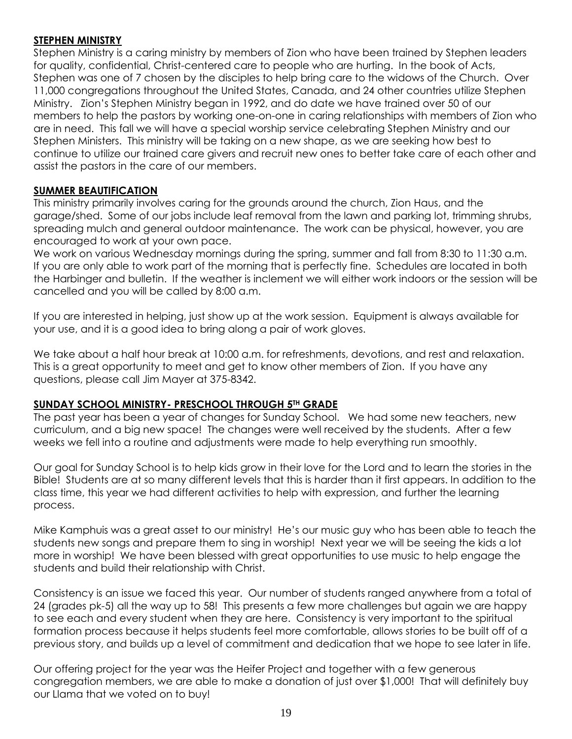**STEPHEN MINISTRY**

Stephen Ministry is a caring ministry by members of Zion who have been trained by Stephen leaders for quality, confidential, Christ-centered care to people who are hurting. In the book of Acts, Stephen was one of 7 chosen by the disciples to help bring care to the widows of the Church. Over 11,000 congregations throughout the United States, Canada, and 24 other countries utilize Stephen Ministry. Zion's Stephen Ministry began in 1992, and do date we have trained over 50 of our members to help the pastors by working one-on-one in caring relationships with members of Zion who are in need. This fall we will have a special worship service celebrating Stephen Ministry and our Stephen Ministers. This ministry will be taking on a new shape, as we are seeking how best to continue to utilize our trained care givers and recruit new ones to better take care of each other and assist the pastors in the care of our members.

**SUMMER BEAUTIFICATION**

This ministry primarily involves caring for the grounds around the church, Zion Haus, and the garage/shed. Some of our jobs include leaf removal from the lawn and parking lot, trimming shrubs, spreading mulch and general outdoor maintenance. The work can be physical, however, you are encouraged to work at your own pace.

We work on various Wednesday mornings during the spring, summer and fall from 8:30 to 11:30 a.m. If you are only able to work part of the morning that is perfectly fine. Schedules are located in both the Harbinger and bulletin. If the weather is inclement we will either work indoors or the session will be cancelled and you will be called by 8:00 a.m.

If you are interested in helping, just show up at the work session. Equipment is always available for your use, and it is a good idea to bring along a pair of work gloves.

We take about a half hour break at 10:00 a.m. for refreshments, devotions, and rest and relaxation. This is a great opportunity to meet and get to know other members of Zion. If you have any questions, please call Jim Mayer at 375-8342.

**SUNDAY SCHOOL MINISTRY- PRESCHOOL THROUGH 5TH GRADE**

The past year has been a year of changes for Sunday School. We had some new teachers, new curriculum, and a big new space! The changes were well received by the students. After a few weeks we fell into a routine and adjustments were made to help everything run smoothly.

Our goal for Sunday School is to help kids grow in their love for the Lord and to learn the stories in the Bible! Students are at so many different levels that this is harder than it first appears. In addition to the class time, this year we had different activities to help with expression, and further the learning process.

Mike Kamphuis was a great asset to our ministry! He's our music guy who has been able to teach the students new songs and prepare them to sing in worship! Next year we will be seeing the kids a lot more in worship! We have been blessed with great opportunities to use music to help engage the students and build their relationship with Christ.

Consistency is an issue we faced this year. Our number of students ranged anywhere from a total of 24 (grades pk-5) all the way up to 58! This presents a few more challenges but again we are happy to see each and every student when they are here. Consistency is very important to the spiritual formation process because it helps students feel more comfortable, allows stories to be built off of a previous story, and builds up a level of commitment and dedication that we hope to see later in life.

Our offering project for the year was the Heifer Project and together with a few generous congregation members, we are able to make a donation of just over $1,000! That will definitely buy our Llama that we voted on to buy!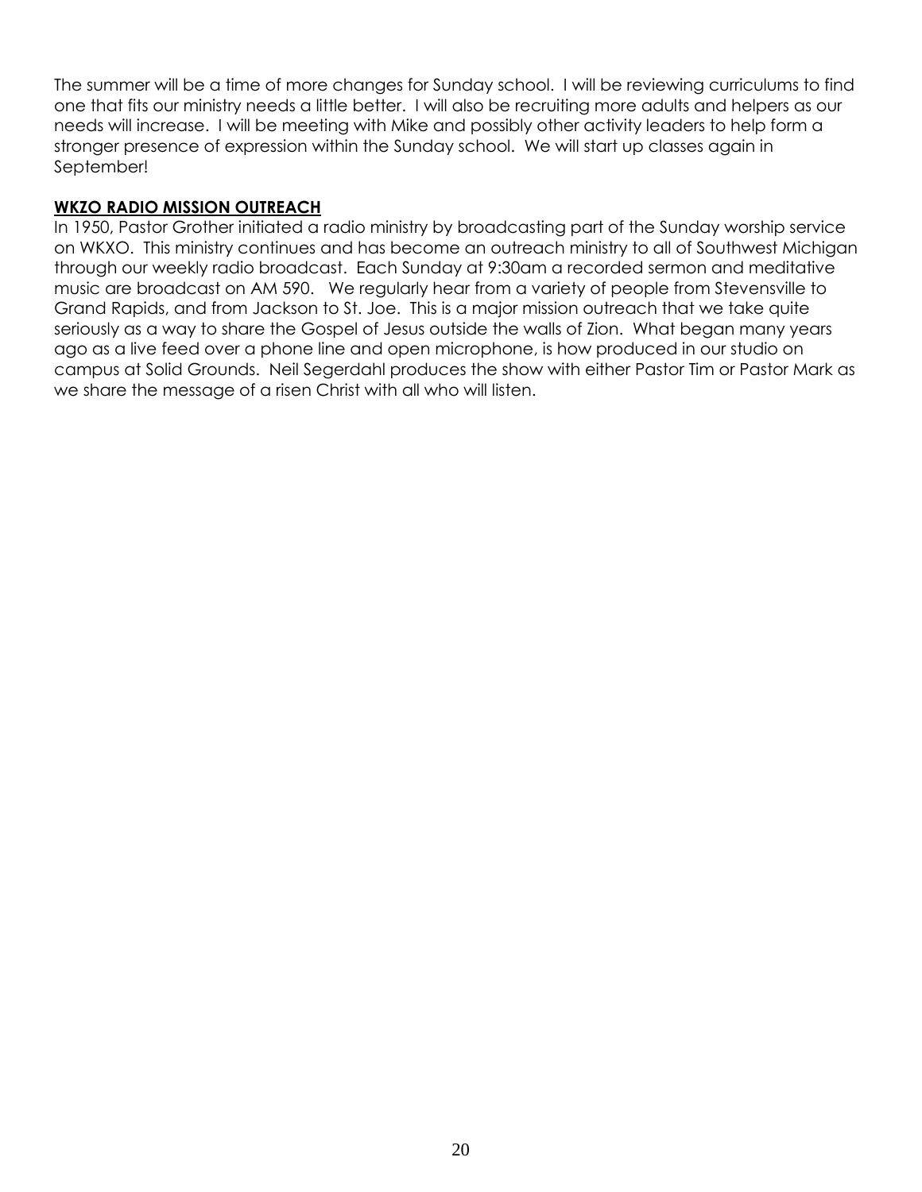The summer will be a time of more changes for Sunday school. I will be reviewing curriculums to find one that fits our ministry needs a little better. I will also be recruiting more adults and helpers as our needs will increase. I will be meeting with Mike and possibly other activity leaders to help form a stronger presence of expression within the Sunday school. We will start up classes again in September!

## **WKZO RADIO MISSION OUTREACH**

In 1950, Pastor Grother initiated a radio ministry by broadcasting part of the Sunday worship service on WKXO. This ministry continues and has become an outreach ministry to all of Southwest Michigan through our weekly radio broadcast. Each Sunday at 9:30am a recorded sermon and meditative music are broadcast on AM 590. We regularly hear from a variety of people from Stevensville to Grand Rapids, and from Jackson to St. Joe. This is a major mission outreach that we take quite seriously as a way to share the Gospel of Jesus outside the walls of Zion. What began many years ago as a live feed over a phone line and open microphone, is how produced in our studio on campus at Solid Grounds. Neil Segerdahl produces the show with either Pastor Tim or Pastor Mark as we share the message of a risen Christ with all who will listen.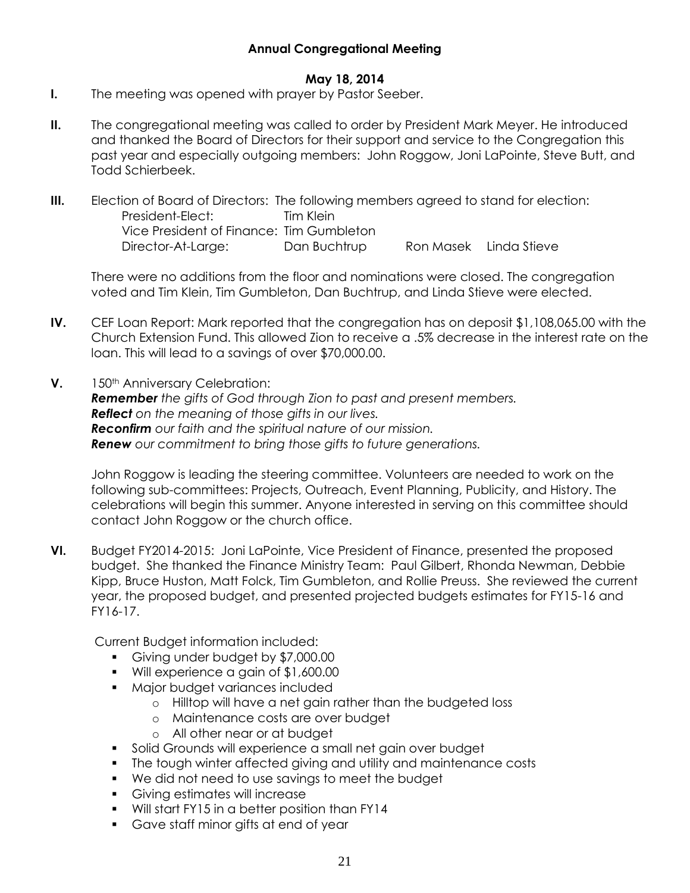## Annual Congregational Meeting

**May 18, 2014**

**I.** The meeting was opened with prayer by Pastor Seeber.

**II.** The congregational meeting was called to order by President Mark Meyer. He introduced and thanked the Board of Directors for their support and service to the Congregation this past year and especially outgoing members: John Roggow, Joni LaPointe, Steve Butt, and Todd Schierbeek.

**III.** Election of Board of Directors: The following members agreed to stand for election:

| | | | |
|---|---|---|---|
| President-Elect: | Tim Klein | | |
| Vice President of Finance: | Tim Gumbleton | | |
| Director-At-Large: | Dan Buchtrup | Ron Masek | Linda Stieve |

There were no additions from the floor and nominations were closed. The congregation voted and Tim Klein, Tim Gumbleton, Dan Buchtrup, and Linda Stieve were elected.

**IV.** CEF Loan Report: Mark reported that the congregation has on deposit $1,108,065.00 with the Church Extension Fund. This allowed Zion to receive a .5% decrease in the interest rate on the loan. This will lead to a savings of over $70,000.00.

**V.** 150th Anniversary Celebration:
***Remember*** *the gifts of God through Zion to past and present members.*
***Reflect*** *on the meaning of those gifts in our lives.*
***Reconfirm*** *our faith and the spiritual nature of our mission.*
***Renew*** *our commitment to bring those gifts to future generations.*

John Roggow is leading the steering committee. Volunteers are needed to work on the following sub-committees: Projects, Outreach, Event Planning, Publicity, and History. The celebrations will begin this summer. Anyone interested in serving on this committee should contact John Roggow or the church office.

**VI.** Budget FY2014-2015: Joni LaPointe, Vice President of Finance, presented the proposed budget. She thanked the Finance Ministry Team: Paul Gilbert, Rhonda Newman, Debbie Kipp, Bruce Huston, Matt Folck, Tim Gumbleton, and Rollie Preuss. She reviewed the current year, the proposed budget, and presented projected budgets estimates for FY15-16 and FY16-17.

Current Budget information included:

- Giving under budget by $7,000.00
- Will experience a gain of $1,600.00
- Major budget variances included
  - Hilltop will have a net gain rather than the budgeted loss
  - Maintenance costs are over budget
  - All other near or at budget
- Solid Grounds will experience a small net gain over budget
- The tough winter affected giving and utility and maintenance costs
- We did not need to use savings to meet the budget
- Giving estimates will increase
- Will start FY15 in a better position than FY14
- Gave staff minor gifts at end of year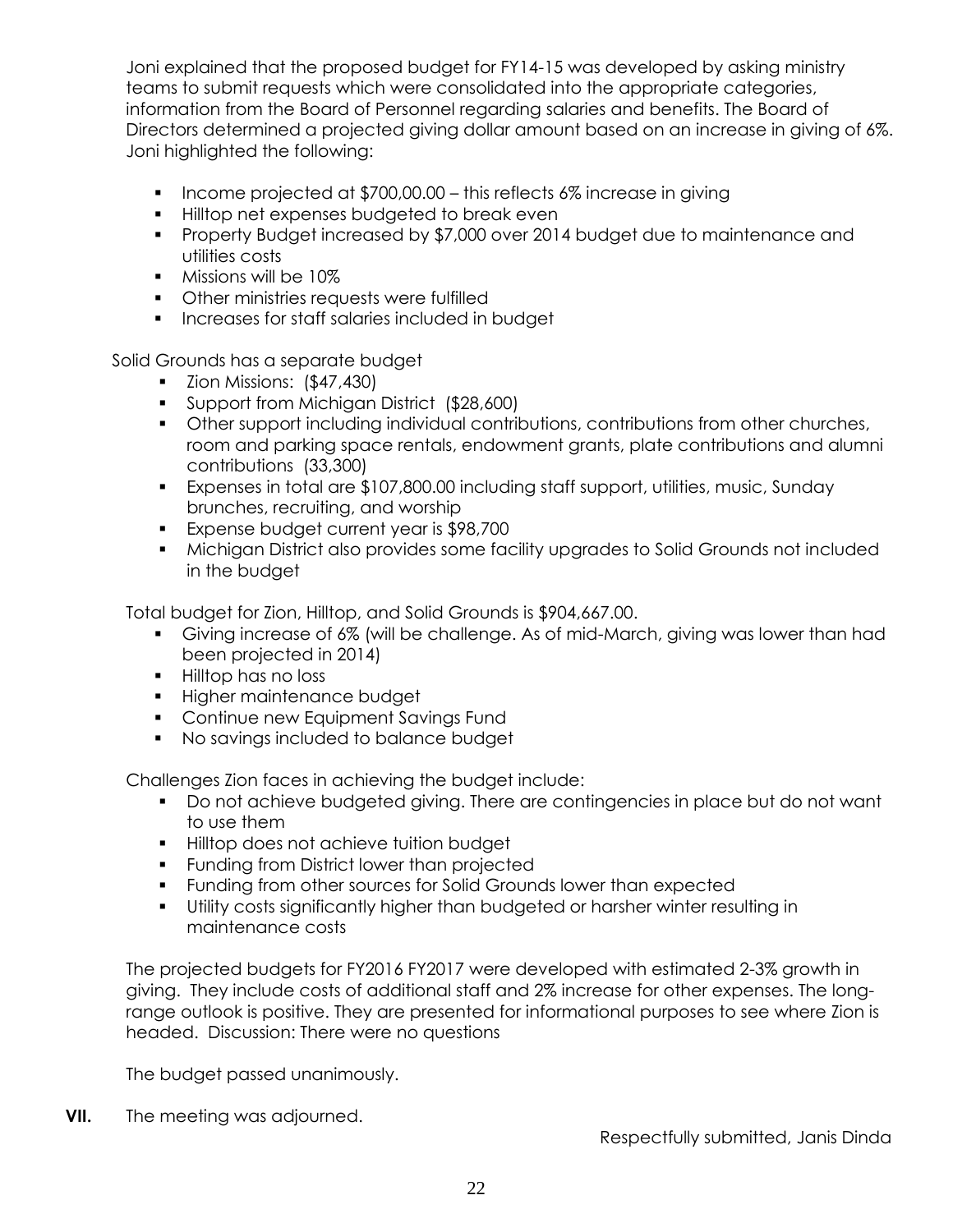Joni explained that the proposed budget for FY14-15 was developed by asking ministry teams to submit requests which were consolidated into the appropriate categories, information from the Board of Personnel regarding salaries and benefits. The Board of Directors determined a projected giving dollar amount based on an increase in giving of 6%. Joni highlighted the following:

- Income projected at $700,00.00 – this reflects 6% increase in giving
- Hilltop net expenses budgeted to break even
- Property Budget increased by $7,000 over 2014 budget due to maintenance and utilities costs
- Missions will be 10%
- Other ministries requests were fulfilled
- Increases for staff salaries included in budget

Solid Grounds has a separate budget

- Zion Missions: ($47,430)
- Support from Michigan District ($28,600)
- Other support including individual contributions, contributions from other churches, room and parking space rentals, endowment grants, plate contributions and alumni contributions (33,300)
- Expenses in total are $107,800.00 including staff support, utilities, music, Sunday brunches, recruiting, and worship
- Expense budget current year is $98,700
- Michigan District also provides some facility upgrades to Solid Grounds not included in the budget

Total budget for Zion, Hilltop, and Solid Grounds is $904,667.00.

- Giving increase of 6% (will be challenge. As of mid-March, giving was lower than had been projected in 2014)
- Hilltop has no loss
- Higher maintenance budget
- Continue new Equipment Savings Fund
- No savings included to balance budget

Challenges Zion faces in achieving the budget include:

- Do not achieve budgeted giving. There are contingencies in place but do not want to use them
- Hilltop does not achieve tuition budget
- Funding from District lower than projected
- Funding from other sources for Solid Grounds lower than expected
- Utility costs significantly higher than budgeted or harsher winter resulting in maintenance costs

The projected budgets for FY2016 FY2017 were developed with estimated 2-3% growth in giving. They include costs of additional staff and 2% increase for other expenses. The long-range outlook is positive. They are presented for informational purposes to see where Zion is headed. Discussion: There were no questions

The budget passed unanimously.

**VII.** The meeting was adjourned.

Respectfully submitted, Janis Dinda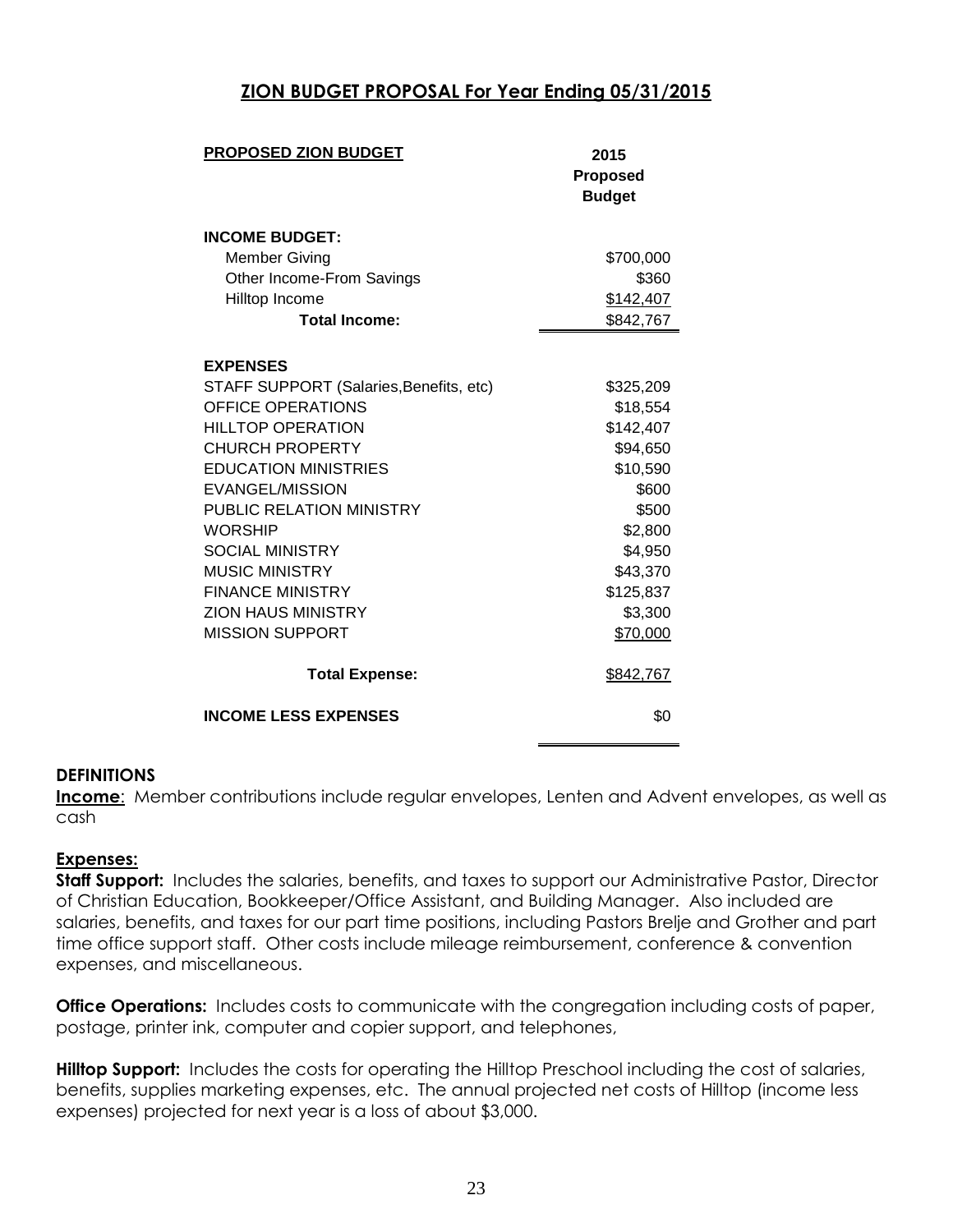## ZION BUDGET PROPOSAL For Year Ending 05/31/2015

| PROPOSED ZION BUDGET | 2015 Proposed Budget |
|---|---|
| **INCOME BUDGET:** | |
| Member Giving | $700,000 |
| Other Income-From Savings | $360 |
| Hilltop Income | $142,407 |
| **Total Income:** | $842,767 |
| **EXPENSES** | |
| STAFF SUPPORT (Salaries,Benefits, etc) | $325,209 |
| OFFICE OPERATIONS | $18,554 |
| HILLTOP OPERATION | $142,407 |
| CHURCH PROPERTY | $94,650 |
| EDUCATION MINISTRIES | $10,590 |
| EVANGEL/MISSION | $600 |
| PUBLIC RELATION MINISTRY | $500 |
| WORSHIP | $2,800 |
| SOCIAL MINISTRY | $4,950 |
| MUSIC MINISTRY | $43,370 |
| FINANCE MINISTRY | $125,837 |
| ZION HAUS MINISTRY | $3,300 |
| MISSION SUPPORT | $70,000 |
| **Total Expense:** | $842,767 |
| **INCOME LESS EXPENSES** | $0 |

### DEFINITIONS

**Income**: Member contributions include regular envelopes, Lenten and Advent envelopes, as well as cash

**Expenses:**

**Staff Support:** Includes the salaries, benefits, and taxes to support our Administrative Pastor, Director of Christian Education, Bookkeeper/Office Assistant, and Building Manager. Also included are salaries, benefits, and taxes for our part time positions, including Pastors Brelje and Grother and part time office support staff. Other costs include mileage reimbursement, conference & convention expenses, and miscellaneous.

**Office Operations:** Includes costs to communicate with the congregation including costs of paper, postage, printer ink, computer and copier support, and telephones,

**Hilltop Support:** Includes the costs for operating the Hilltop Preschool including the cost of salaries, benefits, supplies marketing expenses, etc. The annual projected net costs of Hilltop (income less expenses) projected for next year is a loss of about $3,000.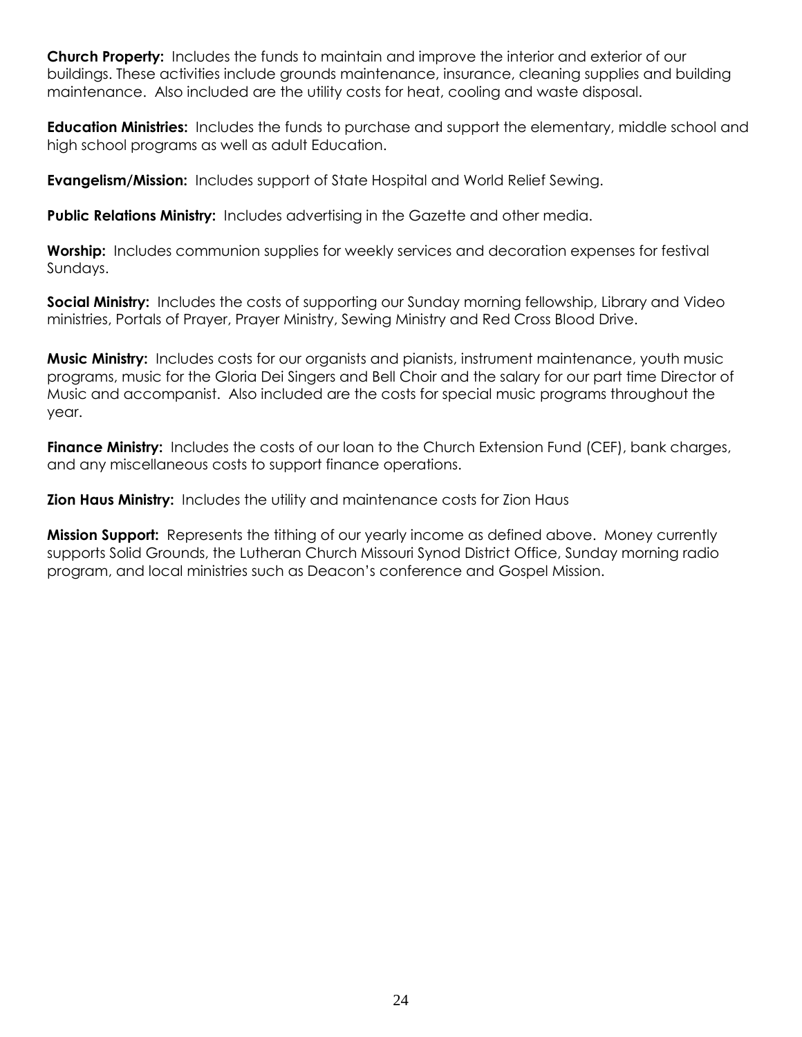**Church Property:** Includes the funds to maintain and improve the interior and exterior of our buildings. These activities include grounds maintenance, insurance, cleaning supplies and building maintenance. Also included are the utility costs for heat, cooling and waste disposal.

**Education Ministries:** Includes the funds to purchase and support the elementary, middle school and high school programs as well as adult Education.

**Evangelism/Mission:** Includes support of State Hospital and World Relief Sewing.

**Public Relations Ministry:** Includes advertising in the Gazette and other media.

**Worship:** Includes communion supplies for weekly services and decoration expenses for festival Sundays.

**Social Ministry:** Includes the costs of supporting our Sunday morning fellowship, Library and Video ministries, Portals of Prayer, Prayer Ministry, Sewing Ministry and Red Cross Blood Drive.

**Music Ministry:** Includes costs for our organists and pianists, instrument maintenance, youth music programs, music for the Gloria Dei Singers and Bell Choir and the salary for our part time Director of Music and accompanist. Also included are the costs for special music programs throughout the year.

**Finance Ministry:** Includes the costs of our loan to the Church Extension Fund (CEF), bank charges, and any miscellaneous costs to support finance operations.

**Zion Haus Ministry:** Includes the utility and maintenance costs for Zion Haus

**Mission Support:** Represents the tithing of our yearly income as defined above. Money currently supports Solid Grounds, the Lutheran Church Missouri Synod District Office, Sunday morning radio program, and local ministries such as Deacon's conference and Gospel Mission.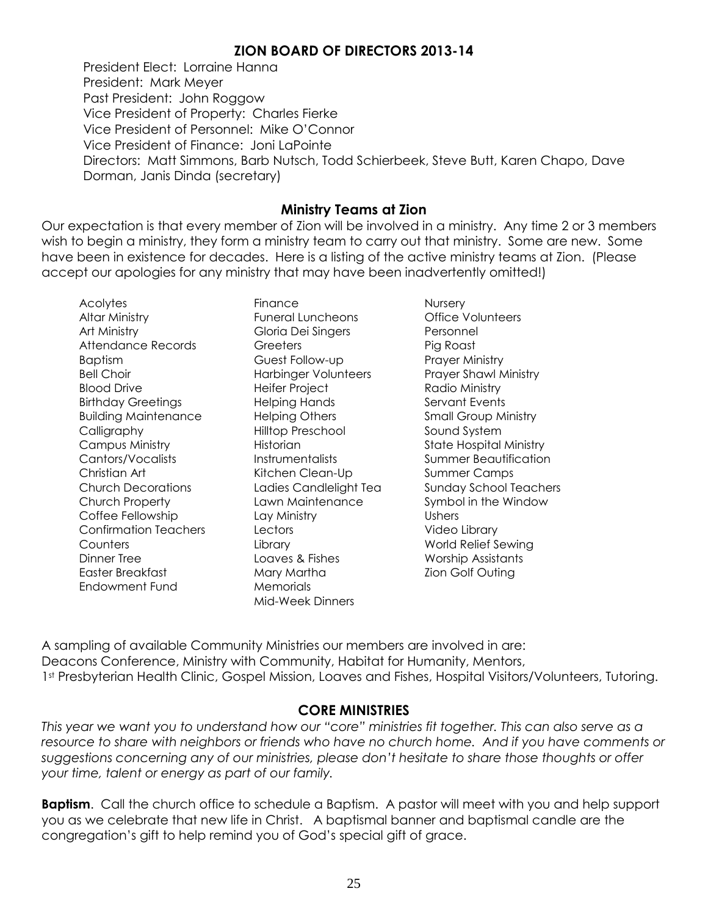## ZION BOARD OF DIRECTORS 2013-14

President Elect: Lorraine Hanna
President: Mark Meyer
Past President: John Roggow
Vice President of Property: Charles Fierke
Vice President of Personnel: Mike O'Connor
Vice President of Finance: Joni LaPointe
Directors: Matt Simmons, Barb Nutsch, Todd Schierbeek, Steve Butt, Karen Chapo, Dave Dorman, Janis Dinda (secretary)

## Ministry Teams at Zion

Our expectation is that every member of Zion will be involved in a ministry. Any time 2 or 3 members wish to begin a ministry, they form a ministry team to carry out that ministry. Some are new. Some have been in existence for decades. Here is a listing of the active ministry teams at Zion. (Please accept our apologies for any ministry that may have been inadvertently omitted!)

- Acolytes
- Altar Ministry
- Art Ministry
- Attendance Records
- Baptism
- Bell Choir
- Blood Drive
- Birthday Greetings
- Building Maintenance
- Calligraphy
- Campus Ministry
- Cantors/Vocalists
- Christian Art
- Church Decorations
- Church Property
- Coffee Fellowship
- Confirmation Teachers
- Counters
- Dinner Tree
- Easter Breakfast
- Endowment Fund
- Finance
- Funeral Luncheons
- Gloria Dei Singers
- Greeters
- Guest Follow-up
- Harbinger Volunteers
- Heifer Project
- Helping Hands
- Helping Others
- Hilltop Preschool
- Historian
- Instrumentalists
- Kitchen Clean-Up
- Ladies Candlelight Tea
- Lawn Maintenance
- Lay Ministry
- Lectors
- Library
- Loaves & Fishes
- Mary Martha
- Memorials
- Mid-Week Dinners
- Nursery
- Office Volunteers
- Personnel
- Pig Roast
- Prayer Ministry
- Prayer Shawl Ministry
- Radio Ministry
- Servant Events
- Small Group Ministry
- Sound System
- State Hospital Ministry
- Summer Beautification
- Summer Camps
- Sunday School Teachers
- Symbol in the Window
- Ushers
- Video Library
- World Relief Sewing
- Worship Assistants
- Zion Golf Outing

A sampling of available Community Ministries our members are involved in are:
Deacons Conference, Ministry with Community, Habitat for Humanity, Mentors,
1st Presbyterian Health Clinic, Gospel Mission, Loaves and Fishes, Hospital Visitors/Volunteers, Tutoring.

## CORE MINISTRIES

*This year we want you to understand how our "core" ministries fit together. This can also serve as a resource to share with neighbors or friends who have no church home. And if you have comments or suggestions concerning any of our ministries, please don't hesitate to share those thoughts or offer your time, talent or energy as part of our family.*

**Baptism**. Call the church office to schedule a Baptism. A pastor will meet with you and help support you as we celebrate that new life in Christ. A baptismal banner and baptismal candle are the congregation's gift to help remind you of God's special gift of grace.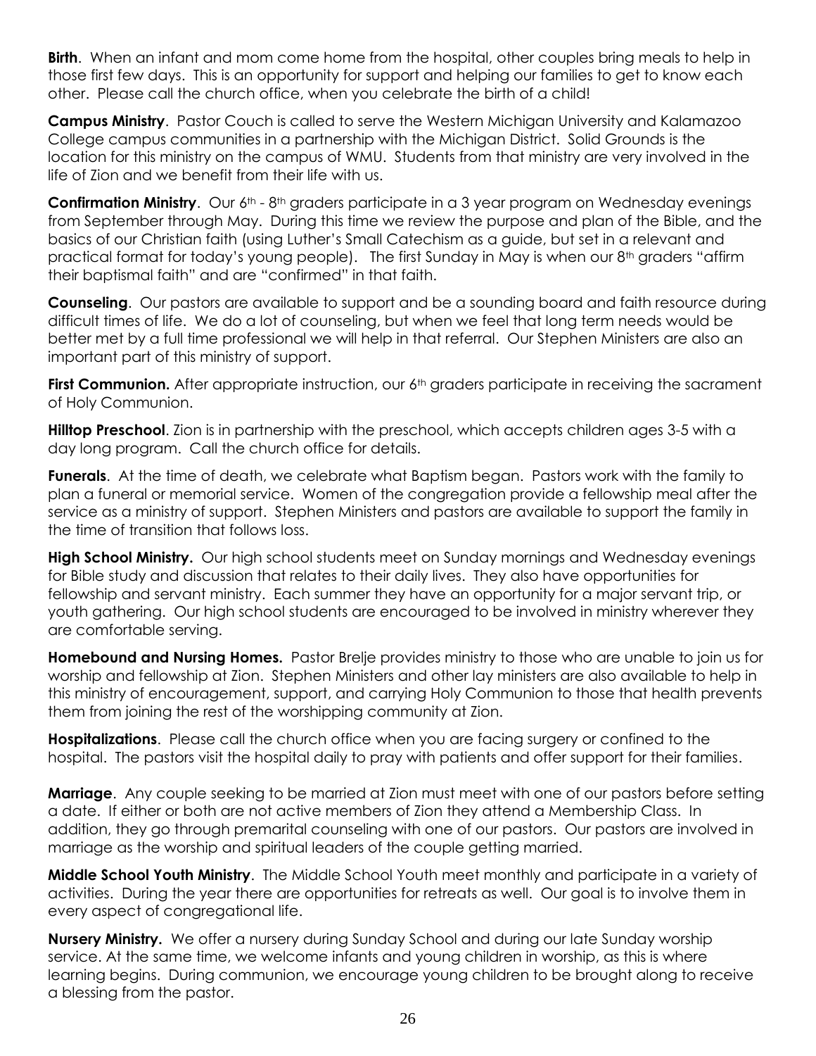**Birth**. When an infant and mom come home from the hospital, other couples bring meals to help in those first few days. This is an opportunity for support and helping our families to get to know each other. Please call the church office, when you celebrate the birth of a child!

**Campus Ministry**. Pastor Couch is called to serve the Western Michigan University and Kalamazoo College campus communities in a partnership with the Michigan District. Solid Grounds is the location for this ministry on the campus of WMU. Students from that ministry are very involved in the life of Zion and we benefit from their life with us.

**Confirmation Ministry**. Our 6th - 8th graders participate in a 3 year program on Wednesday evenings from September through May. During this time we review the purpose and plan of the Bible, and the basics of our Christian faith (using Luther's Small Catechism as a guide, but set in a relevant and practical format for today's young people). The first Sunday in May is when our 8th graders "affirm their baptismal faith" and are "confirmed" in that faith.

**Counseling**. Our pastors are available to support and be a sounding board and faith resource during difficult times of life. We do a lot of counseling, but when we feel that long term needs would be better met by a full time professional we will help in that referral. Our Stephen Ministers are also an important part of this ministry of support.

**First Communion.** After appropriate instruction, our 6th graders participate in receiving the sacrament of Holy Communion.

**Hilltop Preschool**. Zion is in partnership with the preschool, which accepts children ages 3-5 with a day long program. Call the church office for details.

**Funerals**. At the time of death, we celebrate what Baptism began. Pastors work with the family to plan a funeral or memorial service. Women of the congregation provide a fellowship meal after the service as a ministry of support. Stephen Ministers and pastors are available to support the family in the time of transition that follows loss.

**High School Ministry.** Our high school students meet on Sunday mornings and Wednesday evenings for Bible study and discussion that relates to their daily lives. They also have opportunities for fellowship and servant ministry. Each summer they have an opportunity for a major servant trip, or youth gathering. Our high school students are encouraged to be involved in ministry wherever they are comfortable serving.

**Homebound and Nursing Homes.** Pastor Brelje provides ministry to those who are unable to join us for worship and fellowship at Zion. Stephen Ministers and other lay ministers are also available to help in this ministry of encouragement, support, and carrying Holy Communion to those that health prevents them from joining the rest of the worshipping community at Zion.

**Hospitalizations**. Please call the church office when you are facing surgery or confined to the hospital. The pastors visit the hospital daily to pray with patients and offer support for their families.

**Marriage**. Any couple seeking to be married at Zion must meet with one of our pastors before setting a date. If either or both are not active members of Zion they attend a Membership Class. In addition, they go through premarital counseling with one of our pastors. Our pastors are involved in marriage as the worship and spiritual leaders of the couple getting married.

**Middle School Youth Ministry**. The Middle School Youth meet monthly and participate in a variety of activities. During the year there are opportunities for retreats as well. Our goal is to involve them in every aspect of congregational life.

**Nursery Ministry.** We offer a nursery during Sunday School and during our late Sunday worship service. At the same time, we welcome infants and young children in worship, as this is where learning begins. During communion, we encourage young children to be brought along to receive a blessing from the pastor.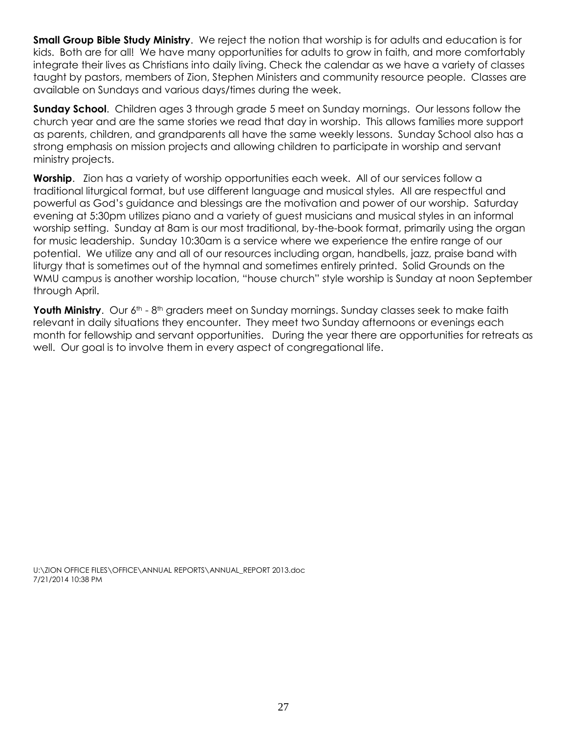**Small Group Bible Study Ministry**. We reject the notion that worship is for adults and education is for kids. Both are for all! We have many opportunities for adults to grow in faith, and more comfortably integrate their lives as Christians into daily living. Check the calendar as we have a variety of classes taught by pastors, members of Zion, Stephen Ministers and community resource people. Classes are available on Sundays and various days/times during the week.

**Sunday School**. Children ages 3 through grade 5 meet on Sunday mornings. Our lessons follow the church year and are the same stories we read that day in worship. This allows families more support as parents, children, and grandparents all have the same weekly lessons. Sunday School also has a strong emphasis on mission projects and allowing children to participate in worship and servant ministry projects.

**Worship**. Zion has a variety of worship opportunities each week. All of our services follow a traditional liturgical format, but use different language and musical styles. All are respectful and powerful as God's guidance and blessings are the motivation and power of our worship. Saturday evening at 5:30pm utilizes piano and a variety of guest musicians and musical styles in an informal worship setting. Sunday at 8am is our most traditional, by-the-book format, primarily using the organ for music leadership. Sunday 10:30am is a service where we experience the entire range of our potential. We utilize any and all of our resources including organ, handbells, jazz, praise band with liturgy that is sometimes out of the hymnal and sometimes entirely printed. Solid Grounds on the WMU campus is another worship location, "house church" style worship is Sunday at noon September through April.

**Youth Ministry**. Our 6th - 8th graders meet on Sunday mornings. Sunday classes seek to make faith relevant in daily situations they encounter. They meet two Sunday afternoons or evenings each month for fellowship and servant opportunities. During the year there are opportunities for retreats as well. Our goal is to involve them in every aspect of congregational life.

U:\ZION OFFICE FILES\OFFICE\ANNUAL REPORTS\ANNUAL_REPORT 2013.doc
7/21/2014 10:38 PM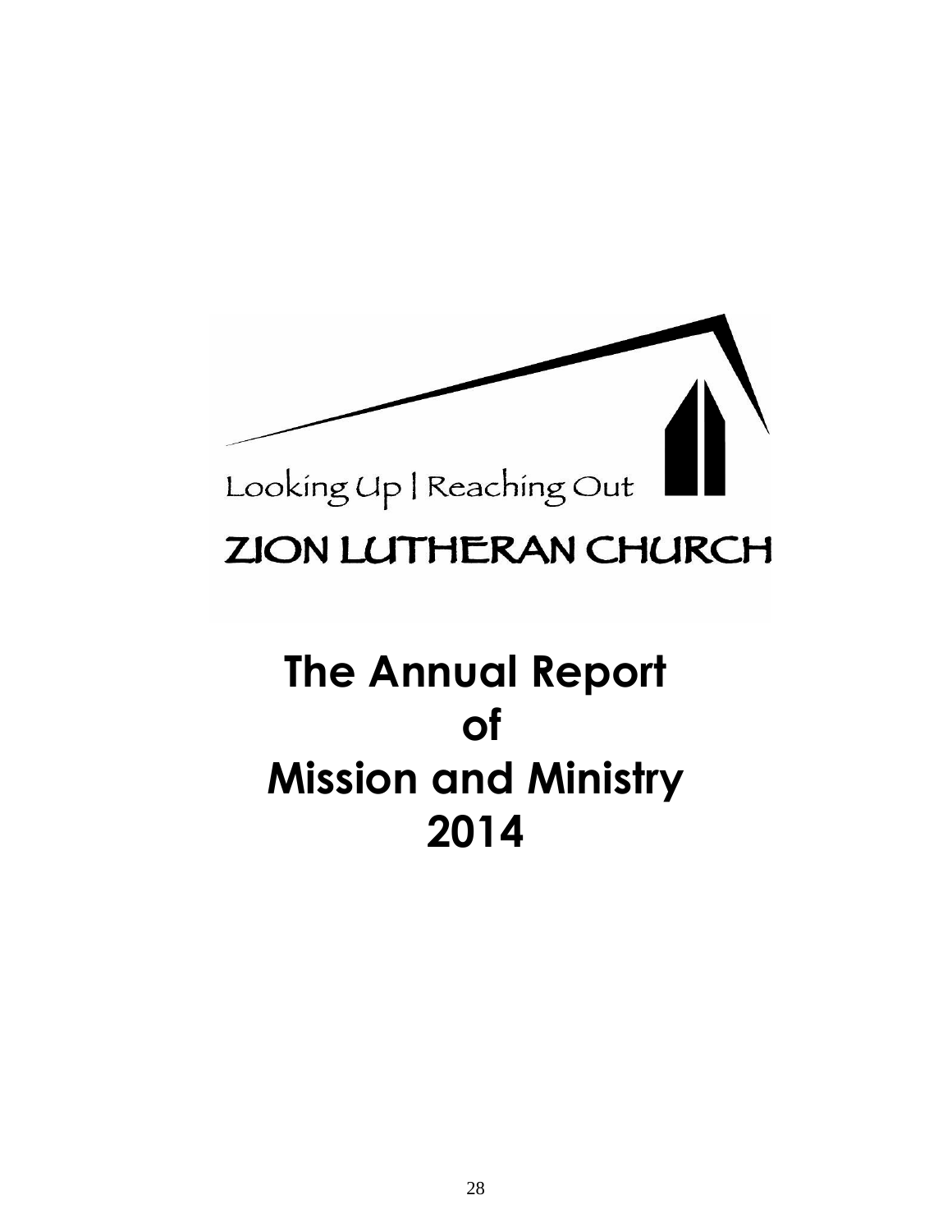Looking Up | Reaching Out

ZION LUTHERAN CHURCH

# The Annual Report of Mission and Ministry 2014